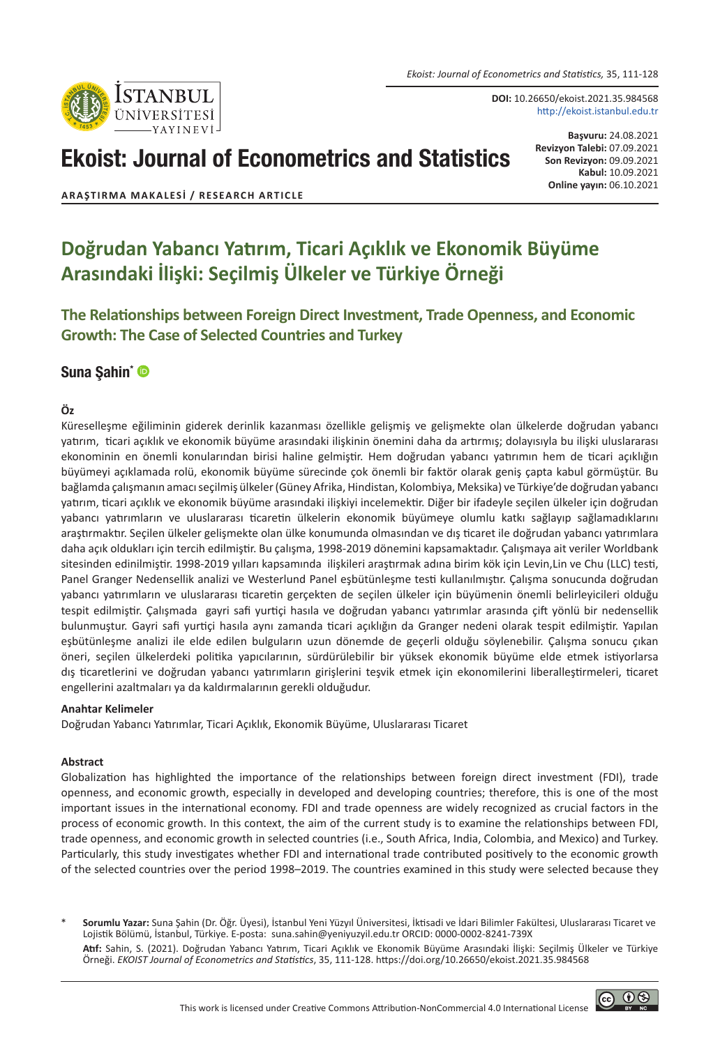DOI: 10.26650/ekoist.2021.35.984568
http://ekoist.istanbul.edu.tr

# Ekoist: Journal of Econometrics and Statistics

**Başvuru:** 24.08.2021
**Revizyon Talebi:** 07.09.2021
**Son Revizyon:** 09.09.2021
**Kabul:** 10.09.2021
**Online yayın:** 06.10.2021

**ARAŞTIRMA MAKALESİ / RESEARCH ARTICLE**

# Doğrudan Yabancı Yatırım, Ticari Açıklık ve Ekonomik Büyüme Arasındaki İlişki: Seçilmiş Ülkeler ve Türkiye Örneği

## The Relationships between Foreign Direct Investment, Trade Openness, and Economic Growth: The Case of Selected Countries and Turkey

**Suna Şahin***

### Öz

Küreselleşme eğiliminin giderek derinlik kazanması özellikle gelişmiş ve gelişmekte olan ülkelerde doğrudan yabancı yatırım, ticari açıklık ve ekonomik büyüme arasındaki ilişkinin önemini daha da artırmış; dolayısıyla bu ilişki uluslararası ekonominin en önemli konularından birisi haline gelmiştir. Hem doğrudan yabancı yatırımın hem de ticari açıklığın büyümeyi açıklamada rolü, ekonomik büyüme sürecinde çok önemli bir faktör olarak geniş çapta kabul görmüştür. Bu bağlamda çalışmanın amacı seçilmiş ülkeler (Güney Afrika, Hindistan, Kolombiya, Meksika) ve Türkiye'de doğrudan yabancı yatırım, ticari açıklık ve ekonomik büyüme arasındaki ilişkiyi incelemektir. Diğer bir ifadeyle seçilen ülkeler için doğrudan yabancı yatırımların ve uluslararası ticaretin ülkelerin ekonomik büyümeye olumlu katkı sağlayıp sağlamadıklarını araştırmaktır. Seçilen ülkeler gelişmekte olan ülke konumunda olmasından ve dış ticaret ile doğrudan yabancı yatırımlara daha açık oldukları için tercih edilmiştir. Bu çalışma, 1998-2019 dönemini kapsamaktadır. Çalışmaya ait veriler Worldbank sitesinden edinilmiştir. 1998-2019 yılları kapsamında ilişkileri araştırmak adına birim kök için Levin,Lin ve Chu (LLC) testi, Panel Granger Nedensellik analizi ve Westerlund Panel eşbütünleşme testi kullanılmıştır. Çalışma sonucunda doğrudan yabancı yatırımların ve uluslararası ticaretin gerçekten de seçilen ülkeler için büyümenin önemli belirleyicileri olduğu tespit edilmiştir. Çalışmada gayri safi yurtiçi hasıla ve doğrudan yabancı yatırımlar arasında çift yönlü bir nedensellik bulunmuştur. Gayri safi yurtiçi hasıla aynı zamanda ticari açıklığın da Granger nedeni olarak tespit edilmiştir. Yapılan eşbütünleşme analizi ile elde edilen bulguların uzun dönemde de geçerli olduğu söylenebilir. Çalışma sonucu çıkan öneri, seçilen ülkelerdeki politika yapıcılarının, sürdürülebilir bir yüksek ekonomik büyüme elde etmek istiyorlarsa dış ticaretlerini ve doğrudan yabancı yatırımların girişlerini teşvik etmek için ekonomilerini liberalleştirmeleri, ticaret engellerini azaltmaları ya da kaldırmalarının gerekli olduğudur.

### Anahtar Kelimeler

Doğrudan Yabancı Yatırımlar, Ticari Açıklık, Ekonomik Büyüme, Uluslararası Ticaret

### Abstract

Globalization has highlighted the importance of the relationships between foreign direct investment (FDI), trade openness, and economic growth, especially in developed and developing countries; therefore, this is one of the most important issues in the international economy. FDI and trade openness are widely recognized as crucial factors in the process of economic growth. In this context, the aim of the current study is to examine the relationships between FDI, trade openness, and economic growth in selected countries (i.e., South Africa, India, Colombia, and Mexico) and Turkey. Particularly, this study investigates whether FDI and international trade contributed positively to the economic growth of the selected countries over the period 1998–2019. The countries examined in this study were selected because they

\* **Sorumlu Yazar:** Suna Şahin (Dr. Öğr. Üyesi), İstanbul Yeni Yüzyıl Üniversitesi, İktisadi ve İdari Bilimler Fakültesi, Uluslararası Ticaret ve Lojistik Bölümü, İstanbul, Türkiye. E-posta: suna.sahin@yeniyuzyil.edu.tr ORCID: 0000-0002-8241-739X

**Atıf:** Sahin, S. (2021). Doğrudan Yabancı Yatırım, Ticari Açıklık ve Ekonomik Büyüme Arasındaki İlişki: Seçilmiş Ülkeler ve Türkiye Örneği. *EKOIST Journal of Econometrics and Statistics*, 35, 111-128. https://doi.org/10.26650/ekoist.2021.35.984568

This work is licensed under Creative Commons Attribution-NonCommercial 4.0 International License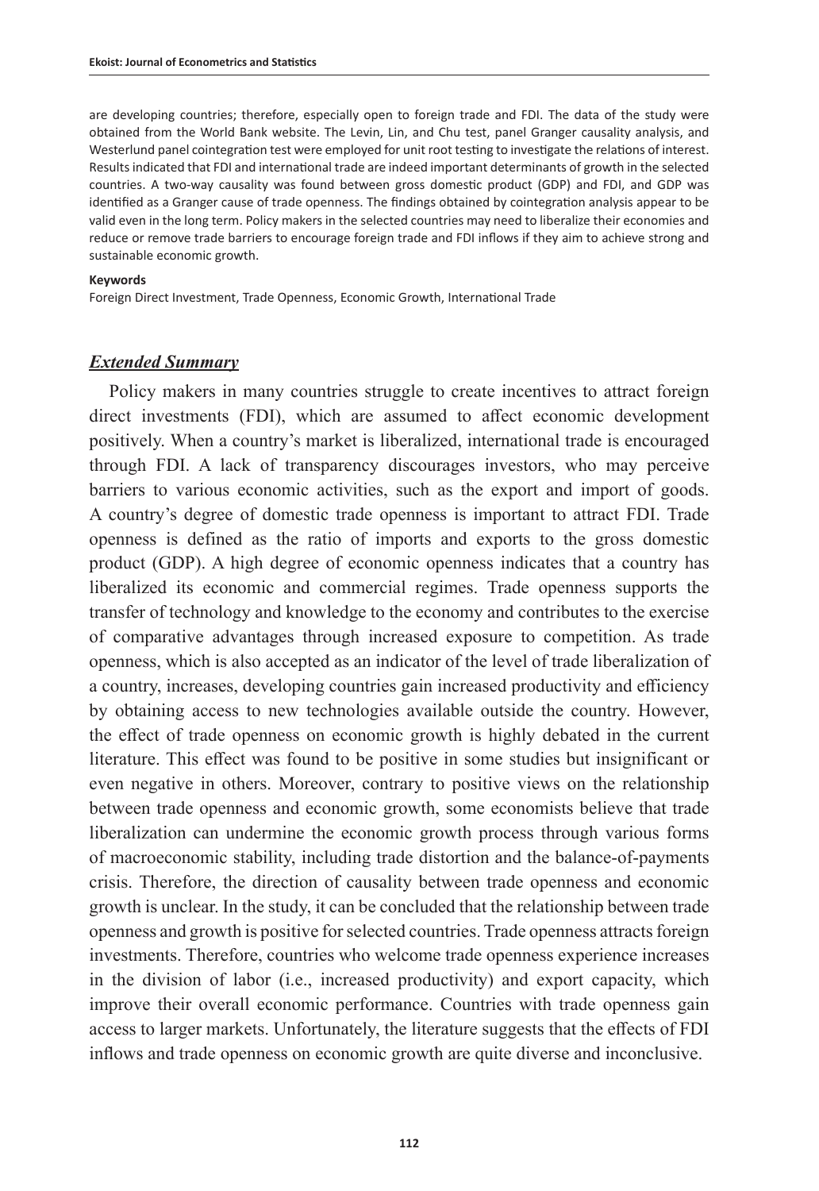are developing countries; therefore, especially open to foreign trade and FDI. The data of the study were obtained from the World Bank website. The Levin, Lin, and Chu test, panel Granger causality analysis, and Westerlund panel cointegration test were employed for unit root testing to investigate the relations of interest. Results indicated that FDI and international trade are indeed important determinants of growth in the selected countries. A two-way causality was found between gross domestic product (GDP) and FDI, and GDP was identified as a Granger cause of trade openness. The findings obtained by cointegration analysis appear to be valid even in the long term. Policy makers in the selected countries may need to liberalize their economies and reduce or remove trade barriers to encourage foreign trade and FDI inflows if they aim to achieve strong and sustainable economic growth.

**Keywords**

Foreign Direct Investment, Trade Openness, Economic Growth, International Trade

## ***Extended Summary***

Policy makers in many countries struggle to create incentives to attract foreign direct investments (FDI), which are assumed to affect economic development positively. When a country's market is liberalized, international trade is encouraged through FDI. A lack of transparency discourages investors, who may perceive barriers to various economic activities, such as the export and import of goods. A country's degree of domestic trade openness is important to attract FDI. Trade openness is defined as the ratio of imports and exports to the gross domestic product (GDP). A high degree of economic openness indicates that a country has liberalized its economic and commercial regimes. Trade openness supports the transfer of technology and knowledge to the economy and contributes to the exercise of comparative advantages through increased exposure to competition. As trade openness, which is also accepted as an indicator of the level of trade liberalization of a country, increases, developing countries gain increased productivity and efficiency by obtaining access to new technologies available outside the country. However, the effect of trade openness on economic growth is highly debated in the current literature. This effect was found to be positive in some studies but insignificant or even negative in others. Moreover, contrary to positive views on the relationship between trade openness and economic growth, some economists believe that trade liberalization can undermine the economic growth process through various forms of macroeconomic stability, including trade distortion and the balance-of-payments crisis. Therefore, the direction of causality between trade openness and economic growth is unclear. In the study, it can be concluded that the relationship between trade openness and growth is positive for selected countries. Trade openness attracts foreign investments. Therefore, countries who welcome trade openness experience increases in the division of labor (i.e., increased productivity) and export capacity, which improve their overall economic performance. Countries with trade openness gain access to larger markets. Unfortunately, the literature suggests that the effects of FDI inflows and trade openness on economic growth are quite diverse and inconclusive.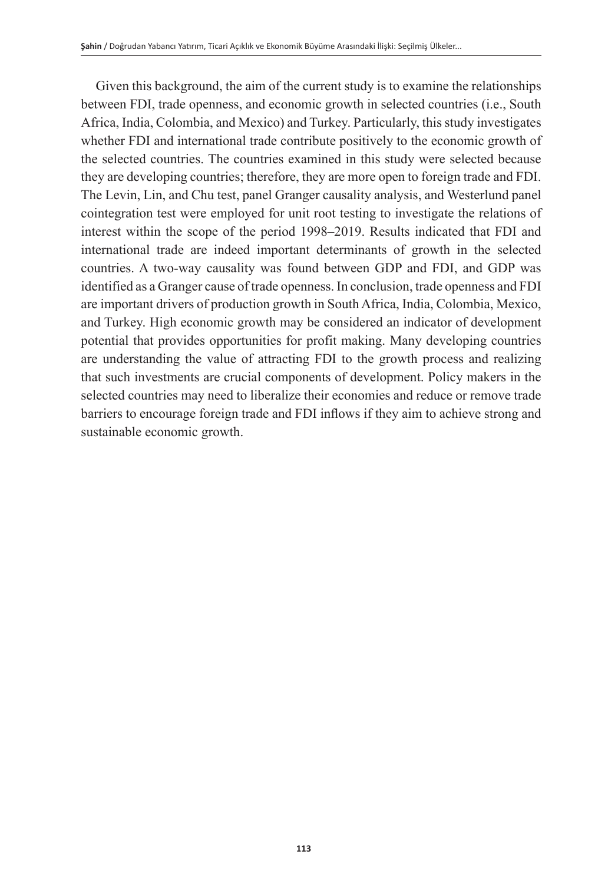Given this background, the aim of the current study is to examine the relationships between FDI, trade openness, and economic growth in selected countries (i.e., South Africa, India, Colombia, and Mexico) and Turkey. Particularly, this study investigates whether FDI and international trade contribute positively to the economic growth of the selected countries. The countries examined in this study were selected because they are developing countries; therefore, they are more open to foreign trade and FDI. The Levin, Lin, and Chu test, panel Granger causality analysis, and Westerlund panel cointegration test were employed for unit root testing to investigate the relations of interest within the scope of the period 1998–2019. Results indicated that FDI and international trade are indeed important determinants of growth in the selected countries. A two-way causality was found between GDP and FDI, and GDP was identified as a Granger cause of trade openness. In conclusion, trade openness and FDI are important drivers of production growth in South Africa, India, Colombia, Mexico, and Turkey. High economic growth may be considered an indicator of development potential that provides opportunities for profit making. Many developing countries are understanding the value of attracting FDI to the growth process and realizing that such investments are crucial components of development. Policy makers in the selected countries may need to liberalize their economies and reduce or remove trade barriers to encourage foreign trade and FDI inflows if they aim to achieve strong and sustainable economic growth.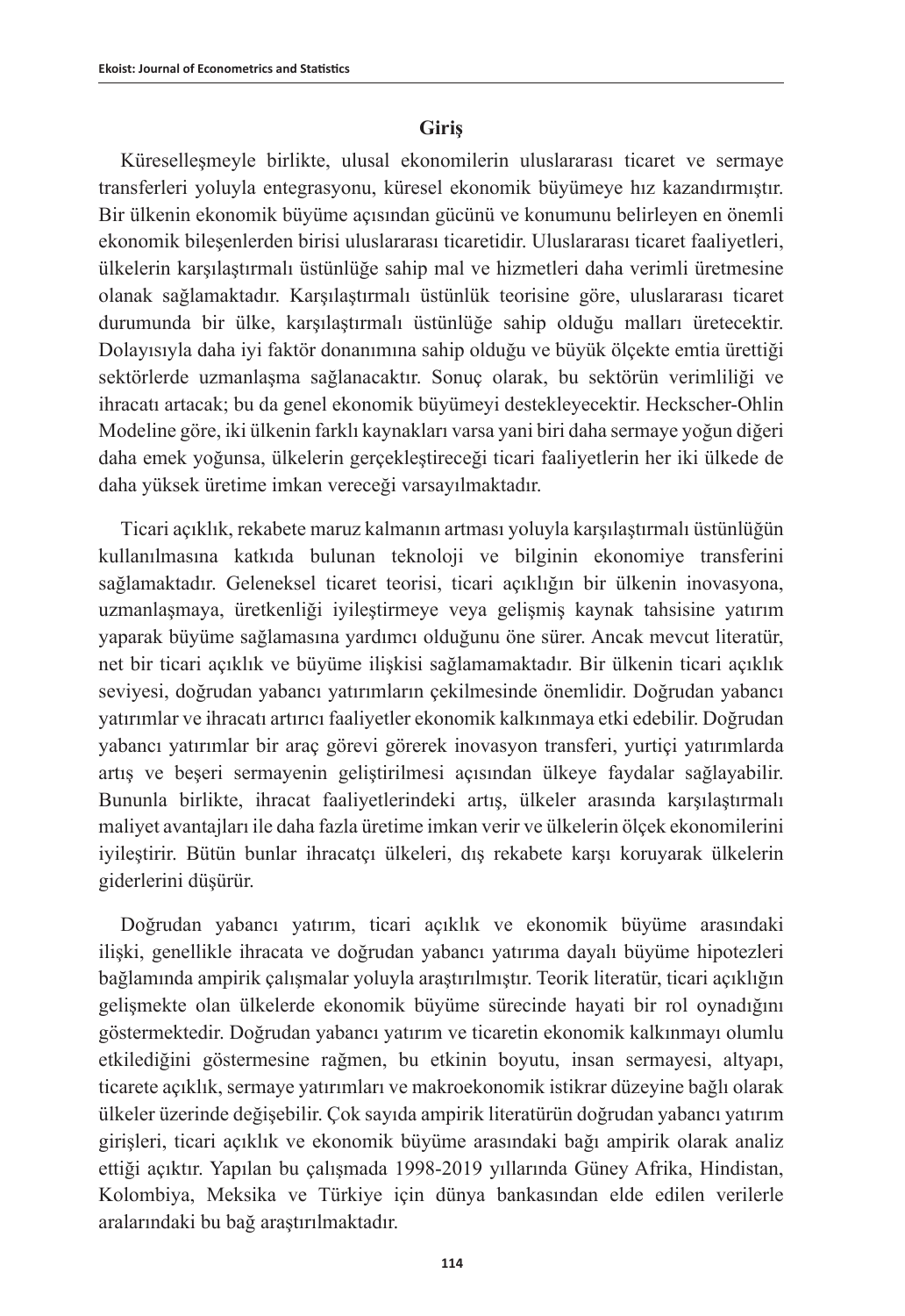## Giriş

Küreselleşmeyle birlikte, ulusal ekonomilerin uluslararası ticaret ve sermaye transferleri yoluyla entegrasyonu, küresel ekonomik büyümeye hız kazandırmıştır. Bir ülkenin ekonomik büyüme açısından gücünü ve konumunu belirleyen en önemli ekonomik bileşenlerden birisi uluslararası ticaretidir. Uluslararası ticaret faaliyetleri, ülkelerin karşılaştırmalı üstünlüğe sahip mal ve hizmetleri daha verimli üretmesine olanak sağlamaktadır. Karşılaştırmalı üstünlük teorisine göre, uluslararası ticaret durumunda bir ülke, karşılaştırmalı üstünlüğe sahip olduğu malları üretecektir. Dolayısıyla daha iyi faktör donanımına sahip olduğu ve büyük ölçekte emtia ürettiği sektörlerde uzmanlaşma sağlanacaktır. Sonuç olarak, bu sektörün verimliliği ve ihracatı artacak; bu da genel ekonomik büyümeyi destekleyecektir. Heckscher-Ohlin Modeline göre, iki ülkenin farklı kaynakları varsa yani biri daha sermaye yoğun diğeri daha emek yoğunsa, ülkelerin gerçekleştireceği ticari faaliyetlerin her iki ülkede de daha yüksek üretime imkan vereceği varsayılmaktadır.

Ticari açıklık, rekabete maruz kalmanın artması yoluyla karşılaştırmalı üstünlüğün kullanılmasına katkıda bulunan teknoloji ve bilginin ekonomiye transferini sağlamaktadır. Geleneksel ticaret teorisi, ticari açıklığın bir ülkenin inovasyona, uzmanlaşmaya, üretkenliği iyileştirmeye veya gelişmiş kaynak tahsisine yatırım yaparak büyüme sağlamasına yardımcı olduğunu öne sürer. Ancak mevcut literatür, net bir ticari açıklık ve büyüme ilişkisi sağlamamaktadır. Bir ülkenin ticari açıklık seviyesi, doğrudan yabancı yatırımların çekilmesinde önemlidir. Doğrudan yabancı yatırımlar ve ihracatı artırıcı faaliyetler ekonomik kalkınmaya etki edebilir. Doğrudan yabancı yatırımlar bir araç görevi görerek inovasyon transferi, yurtiçi yatırımlarda artış ve beşeri sermayenin geliştirilmesi açısından ülkeye faydalar sağlayabilir. Bununla birlikte, ihracat faaliyetlerindeki artış, ülkeler arasında karşılaştırmalı maliyet avantajları ile daha fazla üretime imkan verir ve ülkelerin ölçek ekonomilerini iyileştirir. Bütün bunlar ihracatçı ülkeleri, dış rekabete karşı koruyarak ülkelerin giderlerini düşürür.

Doğrudan yabancı yatırım, ticari açıklık ve ekonomik büyüme arasındaki ilişki, genellikle ihracata ve doğrudan yabancı yatırıma dayalı büyüme hipotezleri bağlamında ampirik çalışmalar yoluyla araştırılmıştır. Teorik literatür, ticari açıklığın gelişmekte olan ülkelerde ekonomik büyüme sürecinde hayati bir rol oynadığını göstermektedir. Doğrudan yabancı yatırım ve ticaretin ekonomik kalkınmayı olumlu etkilediğini göstermesine rağmen, bu etkinin boyutu, insan sermayesi, altyapı, ticarete açıklık, sermaye yatırımları ve makroekonomik istikrar düzeyine bağlı olarak ülkeler üzerinde değişebilir. Çok sayıda ampirik literatürün doğrudan yabancı yatırım girişleri, ticari açıklık ve ekonomik büyüme arasındaki bağı ampirik olarak analiz ettiği açıktır. Yapılan bu çalışmada 1998-2019 yıllarında Güney Afrika, Hindistan, Kolombiya, Meksika ve Türkiye için dünya bankasından elde edilen verilerle aralarındaki bu bağ araştırılmaktadır.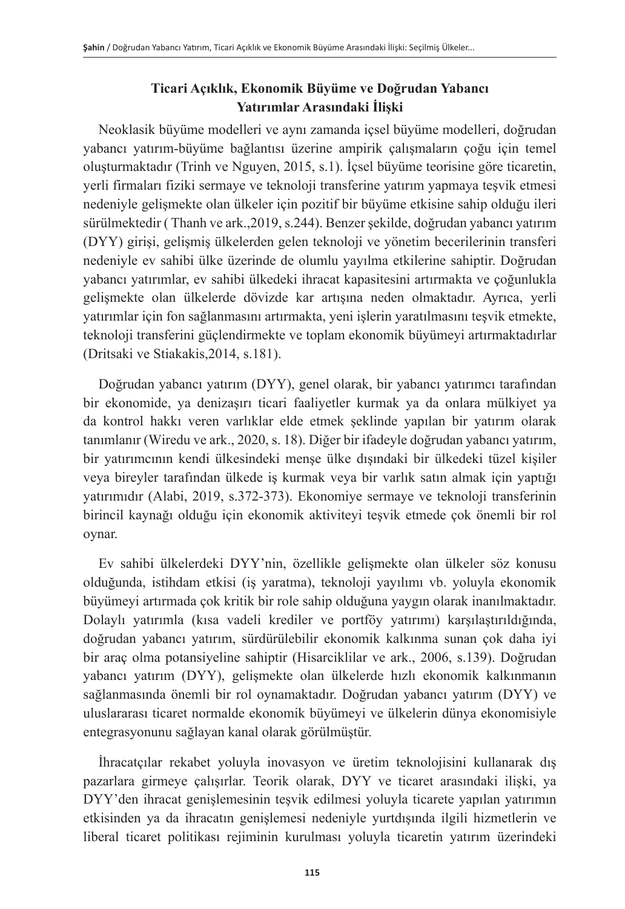## Ticari Açıklık, Ekonomik Büyüme ve Doğrudan Yabancı Yatırımlar Arasındaki İlişki

Neoklasik büyüme modelleri ve aynı zamanda içsel büyüme modelleri, doğrudan yabancı yatırım-büyüme bağlantısı üzerine ampirik çalışmaların çoğu için temel oluşturmaktadır (Trinh ve Nguyen, 2015, s.1). İçsel büyüme teorisine göre ticaretin, yerli firmaları fiziki sermaye ve teknoloji transferine yatırım yapmaya teşvik etmesi nedeniyle gelişmekte olan ülkeler için pozitif bir büyüme etkisine sahip olduğu ileri sürülmektedir ( Thanh ve ark.,2019, s.244). Benzer şekilde, doğrudan yabancı yatırım (DYY) girişi, gelişmiş ülkelerden gelen teknoloji ve yönetim becerilerinin transferi nedeniyle ev sahibi ülke üzerinde de olumlu yayılma etkilerine sahiptir. Doğrudan yabancı yatırımlar, ev sahibi ülkedeki ihracat kapasitesini artırmakta ve çoğunlukla gelişmekte olan ülkelerde dövizde kar artışına neden olmaktadır. Ayrıca, yerli yatırımlar için fon sağlanmasını artırmakta, yeni işlerin yaratılmasını teşvik etmekte, teknoloji transferini güçlendirmekte ve toplam ekonomik büyümeyi artırmaktadırlar (Dritsaki ve Stiakakis,2014, s.181).

Doğrudan yabancı yatırım (DYY), genel olarak, bir yabancı yatırımcı tarafından bir ekonomide, ya denizaşırı ticari faaliyetler kurmak ya da onlara mülkiyet ya da kontrol hakkı veren varlıklar elde etmek şeklinde yapılan bir yatırım olarak tanımlanır (Wiredu ve ark., 2020, s. 18). Diğer bir ifadeyle doğrudan yabancı yatırım, bir yatırımcının kendi ülkesindeki menşe ülke dışındaki bir ülkedeki tüzel kişiler veya bireyler tarafından ülkede iş kurmak veya bir varlık satın almak için yaptığı yatırımıdır (Alabi, 2019, s.372-373). Ekonomiye sermaye ve teknoloji transferinin birincil kaynağı olduğu için ekonomik aktiviteyi teşvik etmede çok önemli bir rol oynar.

Ev sahibi ülkelerdeki DYY'nin, özellikle gelişmekte olan ülkeler söz konusu olduğunda, istihdam etkisi (iş yaratma), teknoloji yayılımı vb. yoluyla ekonomik büyümeyi artırmada çok kritik bir role sahip olduğuna yaygın olarak inanılmaktadır. Dolaylı yatırımla (kısa vadeli krediler ve portföy yatırımı) karşılaştırıldığında, doğrudan yabancı yatırım, sürdürülebilir ekonomik kalkınma sunan çok daha iyi bir araç olma potansiyeline sahiptir (Hisarciklilar ve ark., 2006, s.139). Doğrudan yabancı yatırım (DYY), gelişmekte olan ülkelerde hızlı ekonomik kalkınmanın sağlanmasında önemli bir rol oynamaktadır. Doğrudan yabancı yatırım (DYY) ve uluslararası ticaret normalde ekonomik büyümeyi ve ülkelerin dünya ekonomisiyle entegrasyonunu sağlayan kanal olarak görülmüştür.

İhracatçılar rekabet yoluyla inovasyon ve üretim teknolojisini kullanarak dış pazarlara girmeye çalışırlar. Teorik olarak, DYY ve ticaret arasındaki ilişki, ya DYY'den ihracat genişlemesinin teşvik edilmesi yoluyla ticarete yapılan yatırımın etkisinden ya da ihracatın genişlemesi nedeniyle yurtdışında ilgili hizmetlerin ve liberal ticaret politikası rejiminin kurulması yoluyla ticaretin yatırım üzerindeki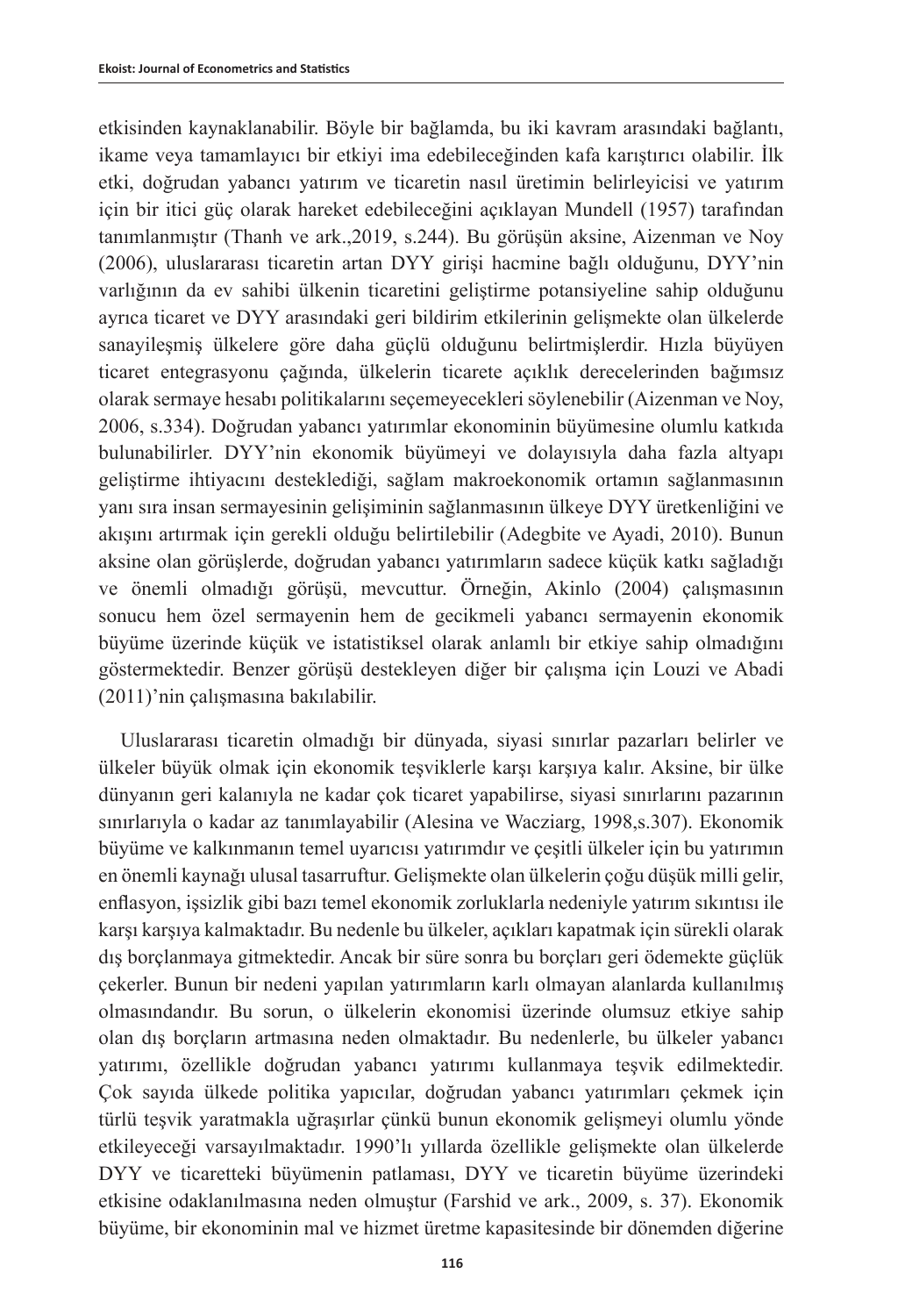etkisinden kaynaklanabilir. Böyle bir bağlamda, bu iki kavram arasındaki bağlantı, ikame veya tamamlayıcı bir etkiyi ima edebileceğinden kafa karıştırıcı olabilir. İlk etki, doğrudan yabancı yatırım ve ticaretin nasıl üretimin belirleyicisi ve yatırım için bir itici güç olarak hareket edebileceğini açıklayan Mundell (1957) tarafından tanımlanmıştır (Thanh ve ark.,2019, s.244). Bu görüşün aksine, Aizenman ve Noy (2006), uluslararası ticaretin artan DYY girişi hacmine bağlı olduğunu, DYY'nin varlığının da ev sahibi ülkenin ticaretini geliştirme potansiyeline sahip olduğunu ayrıca ticaret ve DYY arasındaki geri bildirim etkilerinin gelişmekte olan ülkelerde sanayileşmiş ülkelere göre daha güçlü olduğunu belirtmişlerdir. Hızla büyüyen ticaret entegrasyonu çağında, ülkelerin ticarete açıklık derecelerinden bağımsız olarak sermaye hesabı politikalarını seçemeyecekleri söylenebilir (Aizenman ve Noy, 2006, s.334). Doğrudan yabancı yatırımlar ekonominin büyümesine olumlu katkıda bulunabilirler. DYY'nin ekonomik büyümeyi ve dolayısıyla daha fazla altyapı geliştirme ihtiyacını desteklediği, sağlam makroekonomik ortamın sağlanmasının yanı sıra insan sermayesinin gelişiminin sağlanmasının ülkeye DYY üretkenliğini ve akışını artırmak için gerekli olduğu belirtilebilir (Adegbite ve Ayadi, 2010). Bunun aksine olan görüşlerde, doğrudan yabancı yatırımların sadece küçük katkı sağladığı ve önemli olmadığı görüşü, mevcuttur. Örneğin, Akinlo (2004) çalışmasının sonucu hem özel sermayenin hem de gecikmeli yabancı sermayenin ekonomik büyüme üzerinde küçük ve istatistiksel olarak anlamlı bir etkiye sahip olmadığını göstermektedir. Benzer görüşü destekleyen diğer bir çalışma için Louzi ve Abadi (2011)'nin çalışmasına bakılabilir.

Uluslararası ticaretin olmadığı bir dünyada, siyasi sınırlar pazarları belirler ve ülkeler büyük olmak için ekonomik teşviklerle karşı karşıya kalır. Aksine, bir ülke dünyanın geri kalanıyla ne kadar çok ticaret yapabilirse, siyasi sınırlarını pazarının sınırlarıyla o kadar az tanımlayabilir (Alesina ve Wacziarg, 1998,s.307). Ekonomik büyüme ve kalkınmanın temel uyarıcısı yatırımdır ve çeşitli ülkeler için bu yatırımın en önemli kaynağı ulusal tasarruftur. Gelişmekte olan ülkelerin çoğu düşük milli gelir, enflasyon, işsizlik gibi bazı temel ekonomik zorluklarla nedeniyle yatırım sıkıntısı ile karşı karşıya kalmaktadır. Bu nedenle bu ülkeler, açıkları kapatmak için sürekli olarak dış borçlanmaya gitmektedir. Ancak bir süre sonra bu borçları geri ödemekte güçlük çekerler. Bunun bir nedeni yapılan yatırımların karlı olmayan alanlarda kullanılmış olmasındandır. Bu sorun, o ülkelerin ekonomisi üzerinde olumsuz etkiye sahip olan dış borçların artmasına neden olmaktadır. Bu nedenlerle, bu ülkeler yabancı yatırımı, özellikle doğrudan yabancı yatırımı kullanmaya teşvik edilmektedir. Çok sayıda ülkede politika yapıcılar, doğrudan yabancı yatırımları çekmek için türlü teşvik yaratmakla uğraşırlar çünkü bunun ekonomik gelişmeyi olumlu yönde etkileyeceği varsayılmaktadır. 1990'lı yıllarda özellikle gelişmekte olan ülkelerde DYY ve ticaretteki büyümenin patlaması, DYY ve ticaretin büyüme üzerindeki etkisine odaklanılmasına neden olmuştur (Farshid ve ark., 2009, s. 37). Ekonomik büyüme, bir ekonominin mal ve hizmet üretme kapasitesinde bir dönemden diğerine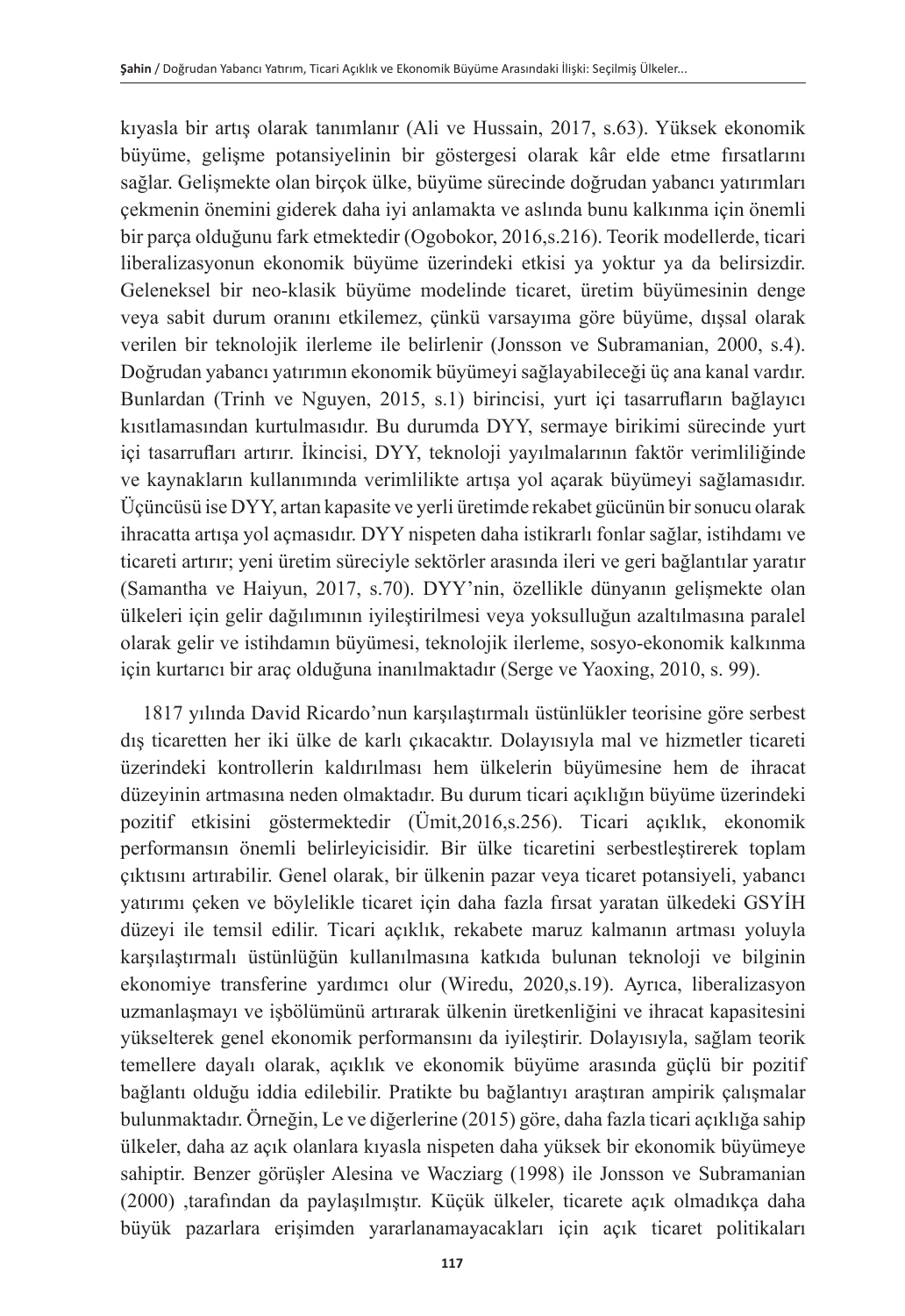kıyasla bir artış olarak tanımlanır (Ali ve Hussain, 2017, s.63). Yüksek ekonomik büyüme, gelişme potansiyelinin bir göstergesi olarak kâr elde etme fırsatlarını sağlar. Gelişmekte olan birçok ülke, büyüme sürecinde doğrudan yabancı yatırımları çekmenin önemini giderek daha iyi anlamakta ve aslında bunu kalkınma için önemli bir parça olduğunu fark etmektedir (Ogobokor, 2016,s.216). Teorik modellerde, ticari liberalizasyonun ekonomik büyüme üzerindeki etkisi ya yoktur ya da belirsizdir. Geleneksel bir neo-klasik büyüme modelinde ticaret, üretim büyümesinin denge veya sabit durum oranını etkilemez, çünkü varsayıma göre büyüme, dışsal olarak verilen bir teknolojik ilerleme ile belirlenir (Jonsson ve Subramanian, 2000, s.4). Doğrudan yabancı yatırımın ekonomik büyümeyi sağlayabileceği üç ana kanal vardır. Bunlardan (Trinh ve Nguyen, 2015, s.1) birincisi, yurt içi tasarrufların bağlayıcı kısıtlamasından kurtulmasıdır. Bu durumda DYY, sermaye birikimi sürecinde yurt içi tasarrufları artırır. İkincisi, DYY, teknoloji yayılmalarının faktör verimliliğinde ve kaynakların kullanımında verimlilikte artışa yol açarak büyümeyi sağlamasıdır. Üçüncüsü ise DYY, artan kapasite ve yerli üretimde rekabet gücünün bir sonucu olarak ihracatta artışa yol açmasıdır. DYY nispeten daha istikrarlı fonlar sağlar, istihdamı ve ticareti artırır; yeni üretim süreciyle sektörler arasında ileri ve geri bağlantılar yaratır (Samantha ve Haiyun, 2017, s.70). DYY'nin, özellikle dünyanın gelişmekte olan ülkeleri için gelir dağılımının iyileştirilmesi veya yoksulluğun azaltılmasına paralel olarak gelir ve istihdamın büyümesi, teknolojik ilerleme, sosyo-ekonomik kalkınma için kurtarıcı bir araç olduğuna inanılmaktadır (Serge ve Yaoxing, 2010, s. 99).

1817 yılında David Ricardo'nun karşılaştırmalı üstünlükler teorisine göre serbest dış ticaretten her iki ülke de karlı çıkacaktır. Dolayısıyla mal ve hizmetler ticareti üzerindeki kontrollerin kaldırılması hem ülkelerin büyümesine hem de ihracat düzeyinin artmasına neden olmaktadır. Bu durum ticari açıklığın büyüme üzerindeki pozitif etkisini göstermektedir (Ümit,2016,s.256). Ticari açıklık, ekonomik performansın önemli belirleyicisidir. Bir ülke ticaretini serbestleştirerek toplam çıktısını artırabilir. Genel olarak, bir ülkenin pazar veya ticaret potansiyeli, yabancı yatırımı çeken ve böylelikle ticaret için daha fazla fırsat yaratan ülkedeki GSYİH düzeyi ile temsil edilir. Ticari açıklık, rekabete maruz kalmanın artması yoluyla karşılaştırmalı üstünlüğün kullanılmasına katkıda bulunan teknoloji ve bilginin ekonomiye transferine yardımcı olur (Wiredu, 2020,s.19). Ayrıca, liberalizasyon uzmanlaşmayı ve işbölümünü artırarak ülkenin üretkenliğini ve ihracat kapasitesini yükselterek genel ekonomik performansını da iyileştirir. Dolayısıyla, sağlam teorik temellere dayalı olarak, açıklık ve ekonomik büyüme arasında güçlü bir pozitif bağlantı olduğu iddia edilebilir. Pratikte bu bağlantıyı araştıran ampirik çalışmalar bulunmaktadır. Örneğin, Le ve diğerlerine (2015) göre, daha fazla ticari açıklığa sahip ülkeler, daha az açık olanlara kıyasla nispeten daha yüksek bir ekonomik büyümeye sahiptir. Benzer görüşler Alesina ve Wacziarg (1998) ile Jonsson ve Subramanian (2000) ,tarafından da paylaşılmıştır. Küçük ülkeler, ticarete açık olmadıkça daha büyük pazarlara erişimden yararlanamayacakları için açık ticaret politikaları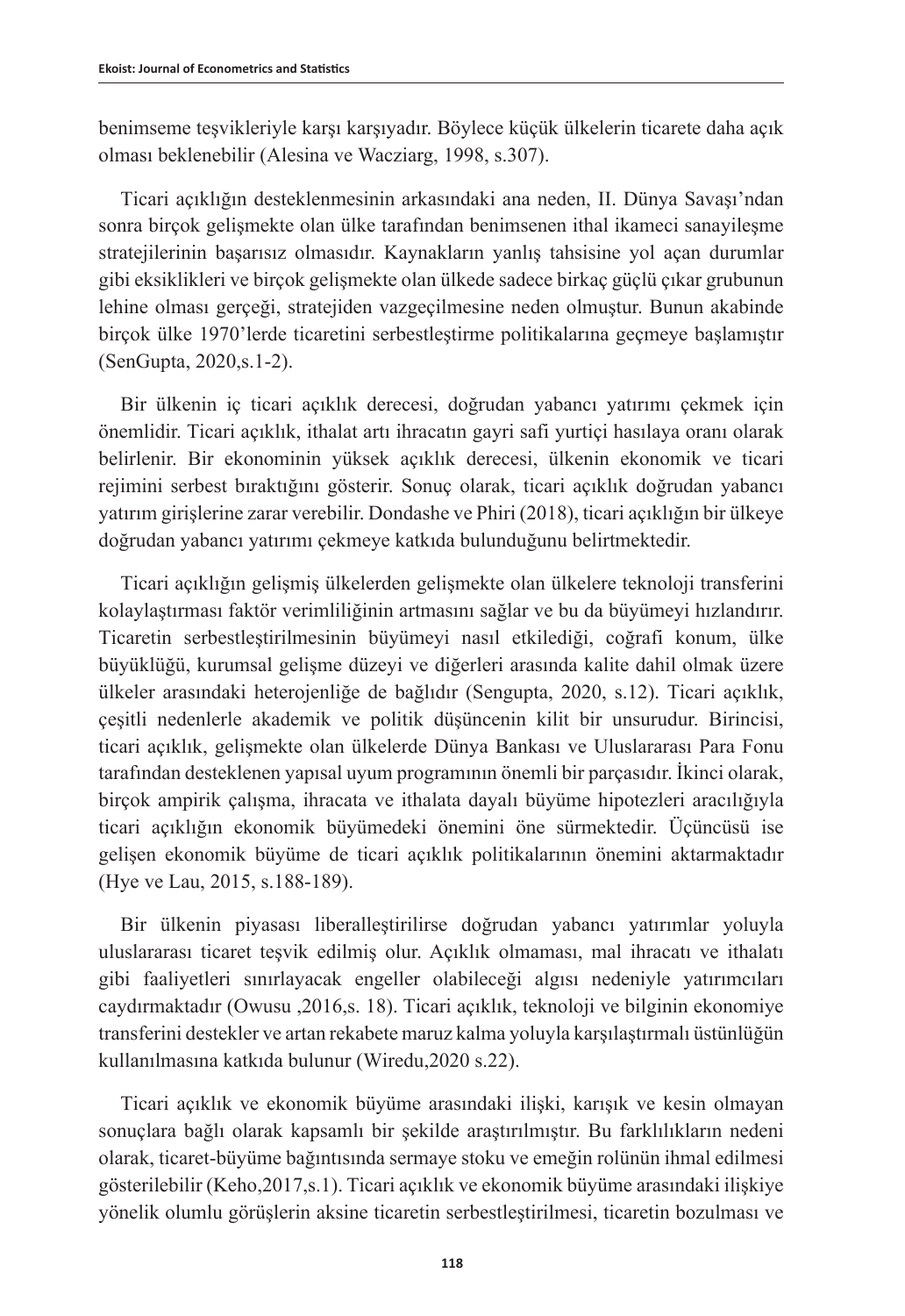benimseme teşvikleriyle karşı karşıyadır. Böylece küçük ülkelerin ticarete daha açık olması beklenebilir (Alesina ve Wacziarg, 1998, s.307).

Ticari açıklığın desteklenmesinin arkasındaki ana neden, II. Dünya Savaşı'ndan sonra birçok gelişmekte olan ülke tarafından benimsenen ithal ikameci sanayileşme stratejilerinin başarısız olmasıdır. Kaynakların yanlış tahsisine yol açan durumlar gibi eksiklikleri ve birçok gelişmekte olan ülkede sadece birkaç güçlü çıkar grubunun lehine olması gerçeği, stratejiden vazgeçilmesine neden olmuştur. Bunun akabinde birçok ülke 1970'lerde ticaretini serbestleştirme politikalarına geçmeye başlamıştır (SenGupta, 2020,s.1-2).

Bir ülkenin iç ticari açıklık derecesi, doğrudan yabancı yatırımı çekmek için önemlidir. Ticari açıklık, ithalat artı ihracatın gayri safi yurtiçi hasılaya oranı olarak belirlenir. Bir ekonominin yüksek açıklık derecesi, ülkenin ekonomik ve ticari rejimini serbest bıraktığını gösterir. Sonuç olarak, ticari açıklık doğrudan yabancı yatırım girişlerine zarar verebilir. Dondashe ve Phiri (2018), ticari açıklığın bir ülkeye doğrudan yabancı yatırımı çekmeye katkıda bulunduğunu belirtmektedir.

Ticari açıklığın gelişmiş ülkelerden gelişmekte olan ülkelere teknoloji transferini kolaylaştırması faktör verimliliğinin artmasını sağlar ve bu da büyümeyi hızlandırır. Ticaretin serbestleştirilmesinin büyümeyi nasıl etkilediği, coğrafi konum, ülke büyüklüğü, kurumsal gelişme düzeyi ve diğerleri arasında kalite dahil olmak üzere ülkeler arasındaki heterojenliğe de bağlıdır (Sengupta, 2020, s.12). Ticari açıklık, çeşitli nedenlerle akademik ve politik düşüncenin kilit bir unsurudur. Birincisi, ticari açıklık, gelişmekte olan ülkelerde Dünya Bankası ve Uluslararası Para Fonu tarafından desteklenen yapısal uyum programının önemli bir parçasıdır. İkinci olarak, birçok ampirik çalışma, ihracata ve ithalata dayalı büyüme hipotezleri aracılığıyla ticari açıklığın ekonomik büyümedeki önemini öne sürmektedir. Üçüncüsü ise gelişen ekonomik büyüme de ticari açıklık politikalarının önemini aktarmaktadır (Hye ve Lau, 2015, s.188-189).

Bir ülkenin piyasası liberalleştirilirse doğrudan yabancı yatırımlar yoluyla uluslararası ticaret teşvik edilmiş olur. Açıklık olmaması, mal ihracatı ve ithalatı gibi faaliyetleri sınırlayacak engeller olabileceği algısı nedeniyle yatırımcıları caydırmaktadır (Owusu ,2016,s. 18). Ticari açıklık, teknoloji ve bilginin ekonomiye transferini destekler ve artan rekabete maruz kalma yoluyla karşılaştırmalı üstünlüğün kullanılmasına katkıda bulunur (Wiredu,2020 s.22).

Ticari açıklık ve ekonomik büyüme arasındaki ilişki, karışık ve kesin olmayan sonuçlara bağlı olarak kapsamlı bir şekilde araştırılmıştır. Bu farklılıkların nedeni olarak, ticaret-büyüme bağıntısında sermaye stoku ve emeğin rolünün ihmal edilmesi gösterilebilir (Keho,2017,s.1). Ticari açıklık ve ekonomik büyüme arasındaki ilişkiye yönelik olumlu görüşlerin aksine ticaretin serbestleştirilmesi, ticaretin bozulması ve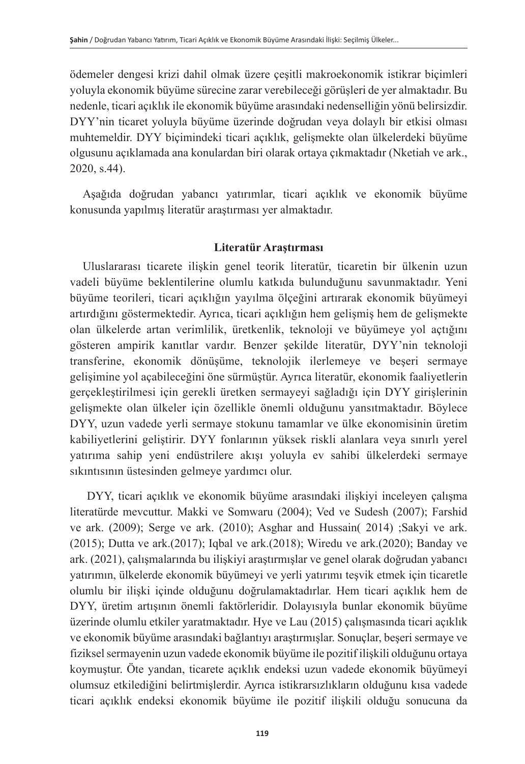ödemeler dengesi krizi dahil olmak üzere çeşitli makroekonomik istikrar biçimleri yoluyla ekonomik büyüme sürecine zarar verebileceği görüşleri de yer almaktadır. Bu nedenle, ticari açıklık ile ekonomik büyüme arasındaki nedenselliğin yönü belirsizdir. DYY'nin ticaret yoluyla büyüme üzerinde doğrudan veya dolaylı bir etkisi olması muhtemeldir. DYY biçimindeki ticari açıklık, gelişmekte olan ülkelerdeki büyüme olgusunu açıklamada ana konulardan biri olarak ortaya çıkmaktadır (Nketiah ve ark., 2020, s.44).

Aşağıda doğrudan yabancı yatırımlar, ticari açıklık ve ekonomik büyüme konusunda yapılmış literatür araştırması yer almaktadır.

## Literatür Araştırması

Uluslararası ticarete ilişkin genel teorik literatür, ticaretin bir ülkenin uzun vadeli büyüme beklentilerine olumlu katkıda bulunduğunu savunmaktadır. Yeni büyüme teorileri, ticari açıklığın yayılma ölçeğini artırarak ekonomik büyümeyi artırdığını göstermektedir. Ayrıca, ticari açıklığın hem gelişmiş hem de gelişmekte olan ülkelerde artan verimlilik, üretkenlik, teknoloji ve büyümeye yol açtığını gösteren ampirik kanıtlar vardır. Benzer şekilde literatür, DYY'nin teknoloji transferine, ekonomik dönüşüme, teknolojik ilerlemeye ve beşeri sermaye gelişimine yol açabileceğini öne sürmüştür. Ayrıca literatür, ekonomik faaliyetlerin gerçekleştirilmesi için gerekli üretken sermayeyi sağladığı için DYY girişlerinin gelişmekte olan ülkeler için özellikle önemli olduğunu yansıtmaktadır. Böylece DYY, uzun vadede yerli sermaye stokunu tamamlar ve ülke ekonomisinin üretim kabiliyetlerini geliştirir. DYY fonlarının yüksek riskli alanlara veya sınırlı yerel yatırıma sahip yeni endüstrilere akışı yoluyla ev sahibi ülkelerdeki sermaye sıkıntısının üstesinden gelmeye yardımcı olur.

DYY, ticari açıklık ve ekonomik büyüme arasındaki ilişkiyi inceleyen çalışma literatürde mevcuttur. Makki ve Somwaru (2004); Ved ve Sudesh (2007); Farshid ve ark. (2009); Serge ve ark. (2010); Asghar and Hussain( 2014) ;Sakyi ve ark. (2015); Dutta ve ark.(2017); Iqbal ve ark.(2018); Wiredu ve ark.(2020); Banday ve ark. (2021), çalışmalarında bu ilişkiyi araştırmışlar ve genel olarak doğrudan yabancı yatırımın, ülkelerde ekonomik büyümeyi ve yerli yatırımı teşvik etmek için ticaretle olumlu bir ilişki içinde olduğunu doğrulamaktadırlar. Hem ticari açıklık hem de DYY, üretim artışının önemli faktörleridir. Dolayısıyla bunlar ekonomik büyüme üzerinde olumlu etkiler yaratmaktadır. Hye ve Lau (2015) çalışmasında ticari açıklık ve ekonomik büyüme arasındaki bağlantıyı araştırmışlar. Sonuçlar, beşeri sermaye ve fiziksel sermayenin uzun vadede ekonomik büyüme ile pozitif ilişkili olduğunu ortaya koymuştur. Öte yandan, ticarete açıklık endeksi uzun vadede ekonomik büyümeyi olumsuz etkilediğini belirtmişlerdir. Ayrıca istikrarsızlıkların olduğunu kısa vadede ticari açıklık endeksi ekonomik büyüme ile pozitif ilişkili olduğu sonucuna da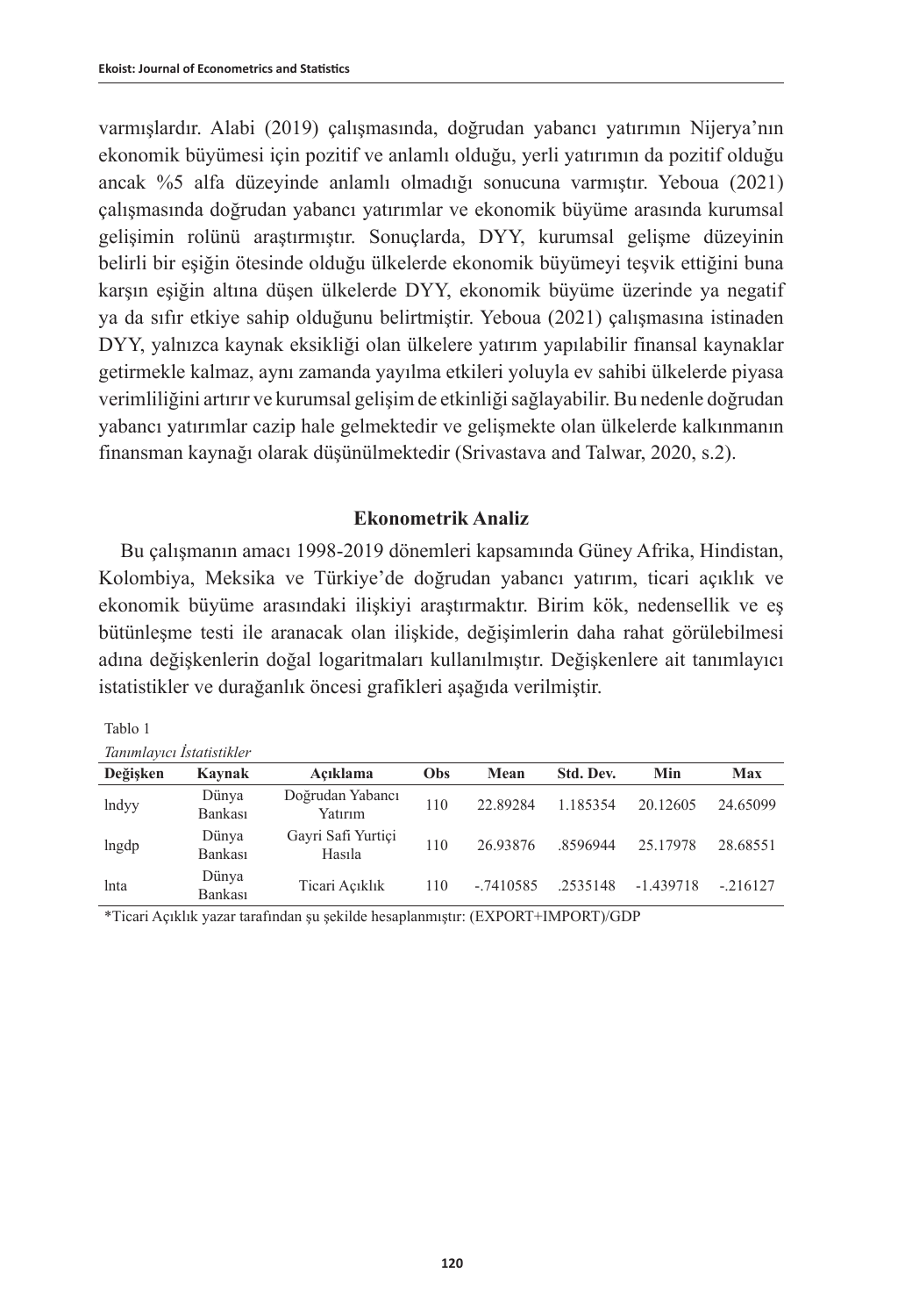varmışlardır. Alabi (2019) çalışmasında, doğrudan yabancı yatırımın Nijerya'nın ekonomik büyümesi için pozitif ve anlamlı olduğu, yerli yatırımın da pozitif olduğu ancak %5 alfa düzeyinde anlamlı olmadığı sonucuna varmıştır. Yeboua (2021) çalışmasında doğrudan yabancı yatırımlar ve ekonomik büyüme arasında kurumsal gelişimin rolünü araştırmıştır. Sonuçlarda, DYY, kurumsal gelişme düzeyinin belirli bir eşiğin ötesinde olduğu ülkelerde ekonomik büyümeyi teşvik ettiğini buna karşın eşiğin altına düşen ülkelerde DYY, ekonomik büyüme üzerinde ya negatif ya da sıfır etkiye sahip olduğunu belirtmiştir. Yeboua (2021) çalışmasına istinaden DYY, yalnızca kaynak eksikliği olan ülkelere yatırım yapılabilir finansal kaynaklar getirmekle kalmaz, aynı zamanda yayılma etkileri yoluyla ev sahibi ülkelerde piyasa verimliliğini artırır ve kurumsal gelişim de etkinliği sağlayabilir. Bu nedenle doğrudan yabancı yatırımlar cazip hale gelmektedir ve gelişmekte olan ülkelerde kalkınmanın finansman kaynağı olarak düşünülmektedir (Srivastava and Talwar, 2020, s.2).

## Ekonometrik Analiz

Bu çalışmanın amacı 1998-2019 dönemleri kapsamında Güney Afrika, Hindistan, Kolombiya, Meksika ve Türkiye'de doğrudan yabancı yatırım, ticari açıklık ve ekonomik büyüme arasındaki ilişkiyi araştırmaktır. Birim kök, nedensellik ve eş bütünleşme testi ile aranacak olan ilişkide, değişimlerin daha rahat görülebilmesi adına değişkenlerin doğal logaritmaları kullanılmıştır. Değişkenlere ait tanımlayıcı istatistikler ve durağanlık öncesi grafikleri aşağıda verilmiştir.

Tablo 1

*Tanımlayıcı İstatistikler*

| Değişken | Kaynak | Açıklama | Obs | Mean | Std. Dev. | Min | Max |
|---|---|---|---|---|---|---|---|
| lndyy | Dünya Bankası | Doğrudan Yabancı Yatırım | 110 | 22.89284 | 1.185354 | 20.12605 | 24.65099 |
| lngdp | Dünya Bankası | Gayri Safi Yurtiçi Hasıla | 110 | 26.93876 | .8596944 | 25.17978 | 28.68551 |
| lnta | Dünya Bankası | Ticari Açıklık | 110 | -.7410585 | .2535148 | -1.439718 | -.216127 |

*Ticari Açıklık yazar tarafından şu şekilde hesaplanmıştır: (EXPORT+IMPORT)/GDP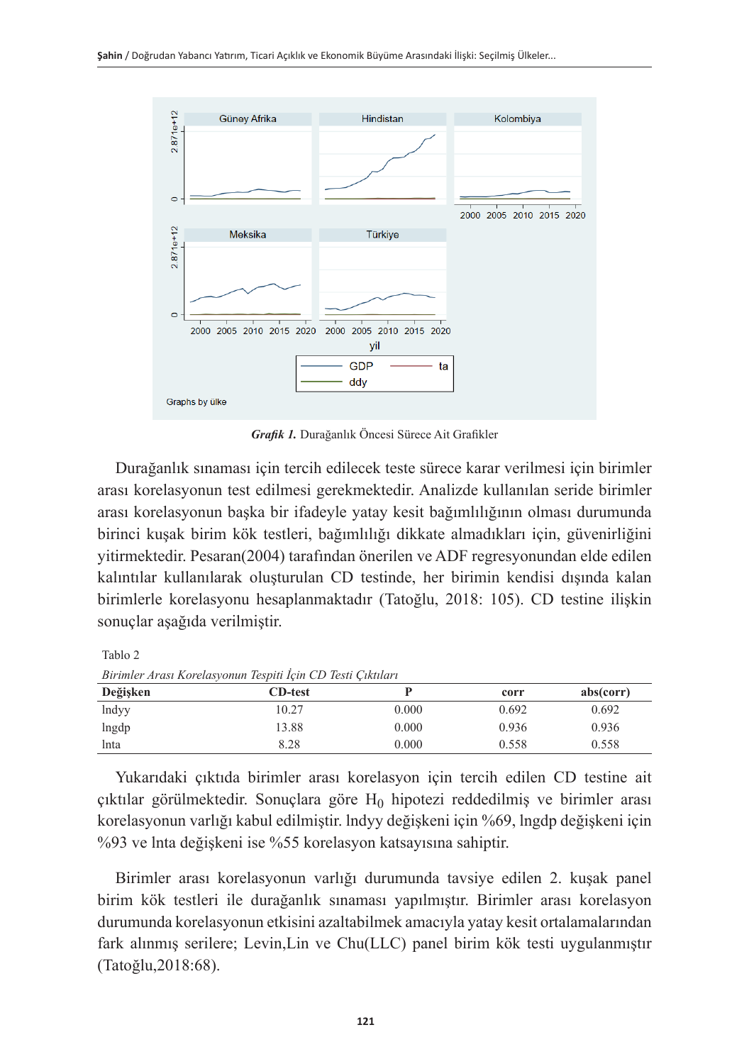*Grafik 1.* Durağanlık Öncesi Sürece Ait Grafikler

Durağanlık sınaması için tercih edilecek teste sürece karar verilmesi için birimler arası korelasyonun test edilmesi gerekmektedir. Analizde kullanılan seride birimler arası korelasyonun başka bir ifadeyle yatay kesit bağımlılığının olması durumunda birinci kuşak birim kök testleri, bağımlılığı dikkate almadıkları için, güvenirliğini yitirmektedir. Pesaran(2004) tarafından önerilen ve ADF regresyonundan elde edilen kalıntılar kullanılarak oluşturulan CD testinde, her birimin kendisi dışında kalan birimlerle korelasyonu hesaplanmaktadır (Tatoğlu, 2018: 105). CD testine ilişkin sonuçlar aşağıda verilmiştir.

Tablo 2

*Birimler Arası Korelasyonun Tespiti İçin CD Testi Çıktıları*

| Değişken | CD-test | P | corr | abs(corr) |
|---|---|---|---|---|
| lndyy | 10.27 | 0.000 | 0.692 | 0.692 |
| lngdp | 13.88 | 0.000 | 0.936 | 0.936 |
| lnta | 8.28 | 0.000 | 0.558 | 0.558 |

Yukarıdaki çıktıda birimler arası korelasyon için tercih edilen CD testine ait çıktılar görülmektedir. Sonuçlara göre $H_0$ hipotezi reddedilmiş ve birimler arası korelasyonun varlığı kabul edilmiştir. lndyy değişkeni için %69, lngdp değişkeni için %93 ve lnta değişkeni ise %55 korelasyon katsayısına sahiptir.

Birimler arası korelasyonun varlığı durumunda tavsiye edilen 2. kuşak panel birim kök testleri ile durağanlık sınaması yapılmıştır. Birimler arası korelasyon durumunda korelasyonun etkisini azaltabilmek amacıyla yatay kesit ortalamalarından fark alınmış serilere; Levin,Lin ve Chu(LLC) panel birim kök testi uygulanmıştır (Tatoğlu,2018:68).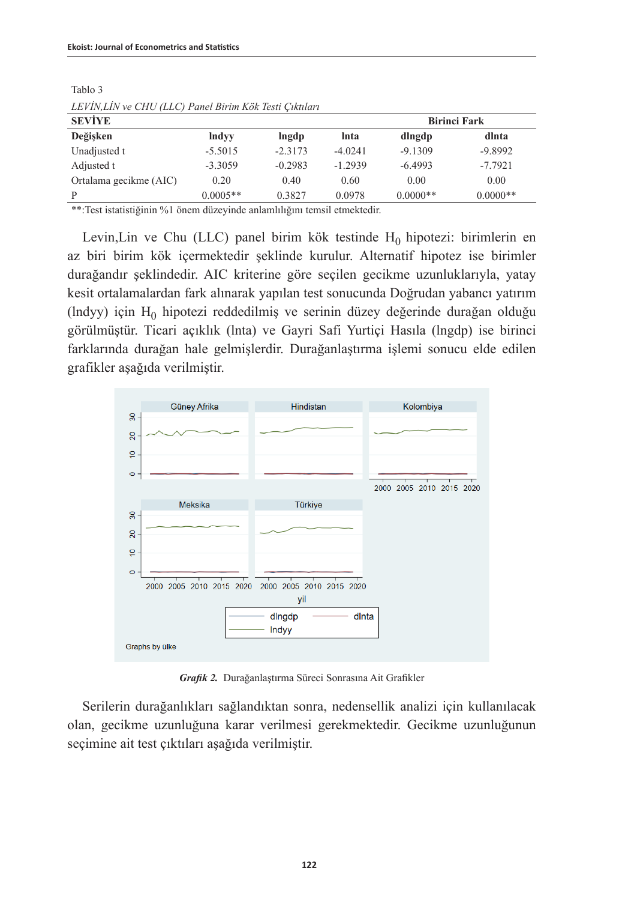Tablo 3

*LEVİN,LİN ve CHU (LLC) Panel Birim Kök Testi Çıktıları*

| SEVİYE | | | | Birinci Fark | |
|---|---|---|---|---|---|
| **Değişken** | **lndyy** | **lngdp** | **lnta** | **dlngdp** | **dlnta** |
| Unadjusted t | -5.5015 | -2.3173 | -4.0241 | -9.1309 | -9.8992 |
| Adjusted t | -3.3059 | -0.2983 | -1.2939 | -6.4993 | -7.7921 |
| Ortalama gecikme (AIC) | 0.20 | 0.40 | 0.60 | 0.00 | 0.00 |
| P | 0.0005** | 0.3827 | 0.0978 | 0.0000** | 0.0000** |

**:Test istatistiğinin %1 önem düzeyinde anlamlılığını temsil etmektedir.

Levin,Lin ve Chu (LLC) panel birim kök testinde $H_0$ hipotezi: birimlerin en az biri birim kök içermektedir şeklinde kurulur. Alternatif hipotez ise birimler durağandır şeklindedir. AIC kriterine göre seçilen gecikme uzunluklarıyla, yatay kesit ortalamalardan fark alınarak yapılan test sonucunda Doğrudan yabancı yatırım (lndyy) için $H_0$ hipotezi reddedilmiş ve serinin düzey değerinde durağan olduğu görülmüştür. Ticari açıklık (lnta) ve Gayri Safi Yurtiçi Hasıla (lngdp) ise birinci farklarında durağan hale gelmişlerdir. Durağanlaştırma işlemi sonucu elde edilen grafikler aşağıda verilmiştir.

***Grafik 2.*** Durağanlaştırma Süreci Sonrasına Ait Grafikler

Serilerin durağanlıkları sağlandıktan sonra, nedensellik analizi için kullanılacak olan, gecikme uzunluğuna karar verilmesi gerekmektedir. Gecikme uzunluğunun seçimine ait test çıktıları aşağıda verilmiştir.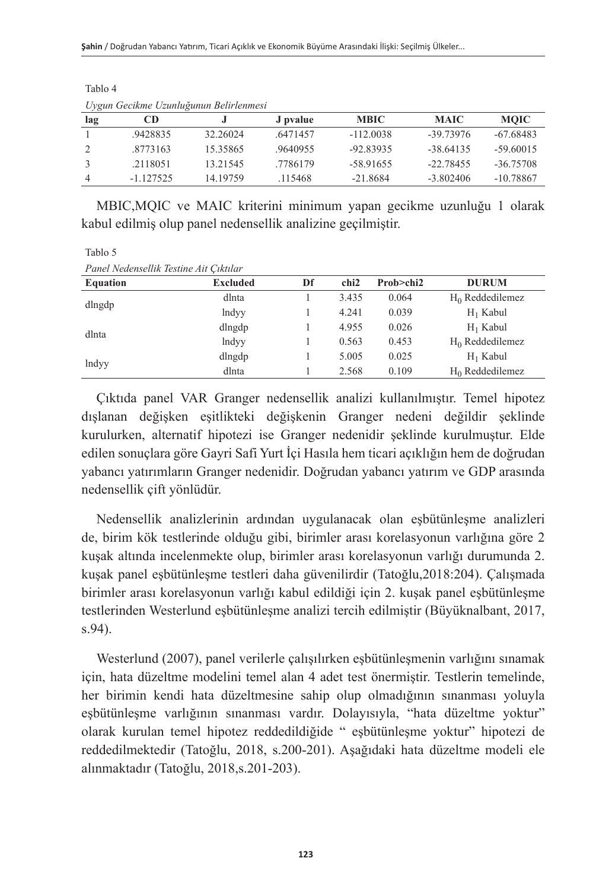Tablo 4

*Uygun Gecikme Uzunluğunun Belirlenmesi*

| lag | CD | J | J pvalue | MBIC | MAIC | MQIC |
|---|---|---|---|---|---|---|
| 1 | .9428835 | 32.26024 | .6471457 | -112.0038 | -39.73976 | -67.68483 |
| 2 | .8773163 | 15.35865 | .9640955 | -92.83935 | -38.64135 | -59.60015 |
| 3 | .2118051 | 13.21545 | .7786179 | -58.91655 | -22.78455 | -36.75708 |
| 4 | -1.127525 | 14.19759 | .115468 | -21.8684 | -3.802406 | -10.78867 |

MBIC,MQIC ve MAIC kriterini minimum yapan gecikme uzunluğu 1 olarak kabul edilmiş olup panel nedensellik analizine geçilmiştir.

Tablo 5

*Panel Nedensellik Testine Ait Çıktılar*

| Equation | Excluded | Df | chi2 | Prob>chi2 | DURUM |
|---|---|---|---|---|---|
| dlngdp | dlnta | 1 | 3.435 | 0.064 | $H_0$ Reddedilemez |
| | lndyy | 1 | 4.241 | 0.039 | $H_1$ Kabul |
| dlnta | dlngdp | 1 | 4.955 | 0.026 | $H_1$ Kabul |
| | lndyy | 1 | 0.563 | 0.453 | $H_0$ Reddedilemez |
| lndyy | dlngdp | 1 | 5.005 | 0.025 | $H_1$ Kabul |
| | dlnta | 1 | 2.568 | 0.109 | $H_0$ Reddedilemez |

Çıktıda panel VAR Granger nedensellik analizi kullanılmıştır. Temel hipotez dışlanan değişken eşitlikteki değişkenin Granger nedeni değildir şeklinde kurulurken, alternatif hipotezi ise Granger nedenidir şeklinde kurulmuştur. Elde edilen sonuçlara göre Gayri Safi Yurt İçi Hasıla hem ticari açıklığın hem de doğrudan yabancı yatırımların Granger nedenidir. Doğrudan yabancı yatırım ve GDP arasında nedensellik çift yönlüdür.

Nedensellik analizlerinin ardından uygulanacak olan eşbütünleşme analizleri de, birim kök testlerinde olduğu gibi, birimler arası korelasyonun varlığına göre 2 kuşak altında incelenmekte olup, birimler arası korelasyonun varlığı durumunda 2. kuşak panel eşbütünleşme testleri daha güvenilirdir (Tatoğlu,2018:204). Çalışmada birimler arası korelasyonun varlığı kabul edildiği için 2. kuşak panel eşbütünleşme testlerinden Westerlund eşbütünleşme analizi tercih edilmiştir (Büyüknalbant, 2017, s.94).

Westerlund (2007), panel verilerle çalışılırken eşbütünleşmenin varlığını sınamak için, hata düzeltme modelini temel alan 4 adet test önermiştir. Testlerin temelinde, her birimin kendi hata düzeltmesine sahip olup olmadığının sınanması yoluyla eşbütünleşme varlığının sınanması vardır. Dolayısıyla, "hata düzeltme yoktur" olarak kurulan temel hipotez reddedildiğide " eşbütünleşme yoktur" hipotezi de reddedilmektedir (Tatoğlu, 2018, s.200-201). Aşağıdaki hata düzeltme modeli ele alınmaktadır (Tatoğlu, 2018,s.201-203).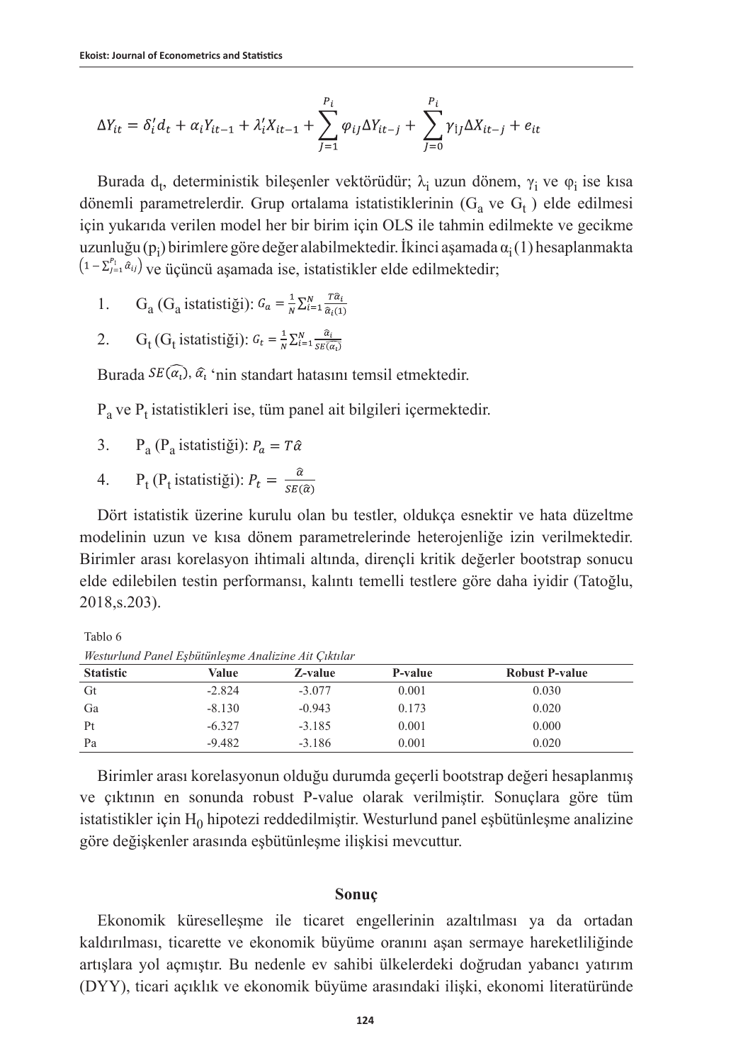$$\Delta Y_{it} = \delta_i' d_t + \alpha_i Y_{it-1} + \lambda_i' X_{it-1} + \sum_{J=1}^{P_i} \varphi_{iJ} \Delta Y_{it-j} + \sum_{J=0}^{P_i} \gamma_{iJ} \Delta X_{it-j} + e_{it}$$

Burada $d_t$, deterministik bileşenler vektörüdür; $\lambda_i$ uzun dönem, $\gamma_i$ ve $\varphi_i$ ise kısa dönemli parametrelerdir. Grup ortalama istatistiklerinin ($G_a$ ve $G_t$ ) elde edilmesi için yukarıda verilen model her bir birim için OLS ile tahmin edilmekte ve gecikme uzunluğu ($p_i$) birimlere göre değer alabilmektedir. İkinci aşamada $\alpha_i(1)$ hesaplanmakta $\left(1-\sum_{J=1}^{P_i}\hat{\alpha}_{ij}\right)$ ve üçüncü aşamada ise, istatistikler elde edilmektedir;

1. $G_a$ ($G_a$ istatistiği): $G_a = \frac{1}{N}\sum_{i=1}^{N}\frac{T\hat{\alpha}_i}{\hat{\alpha}_i(1)}$
2. $G_t$ ($G_t$ istatistiği): $G_t = \frac{1}{N}\sum_{i=1}^{N}\frac{\hat{\alpha}_i}{SE(\widehat{\alpha_i})}$

Burada $SE(\widehat{\alpha_i})$, $\hat{\alpha}_i$ 'nin standart hatasını temsil etmektedir.

$P_a$ ve $P_t$ istatistikleri ise, tüm panel ait bilgileri içermektedir.

3. $P_a$ ($P_a$ istatistiği): $P_a = T\hat{\alpha}$
4. $P_t$ ($P_t$ istatistiği): $P_t = \frac{\hat{\alpha}}{SE(\hat{\alpha})}$

Dört istatistik üzerine kurulu olan bu testler, oldukça esnektir ve hata düzeltme modelinin uzun ve kısa dönem parametrelerinde heterojenliğe izin verilmektedir. Birimler arası korelasyon ihtimali altında, dirençli kritik değerler bootstrap sonucu elde edilebilen testin performansı, kalıntı temelli testlere göre daha iyidir (Tatoğlu, 2018,s.203).

Tablo 6

*Westurlund Panel Eşbütünleşme Analizine Ait Çıktılar*

| Statistic | Value | Z-value | P-value | Robust P-value |
|---|---|---|---|---|
| Gt | -2.824 | -3.077 | 0.001 | 0.030 |
| Ga | -8.130 | -0.943 | 0.173 | 0.020 |
| Pt | -6.327 | -3.185 | 0.001 | 0.000 |
| Pa | -9.482 | -3.186 | 0.001 | 0.020 |

Birimler arası korelasyonun olduğu durumda geçerli bootstrap değeri hesaplanmış ve çıktının en sonunda robust P-value olarak verilmiştir. Sonuçlara göre tüm istatistikler için $H_0$ hipotezi reddedilmiştir. Westurlund panel eşbütünleşme analizine göre değişkenler arasında eşbütünleşme ilişkisi mevcuttur.

## Sonuç

Ekonomik küreselleşme ile ticaret engellerinin azaltılması ya da ortadan kaldırılması, ticarette ve ekonomik büyüme oranını aşan sermaye hareketliliğinde artışlara yol açmıştır. Bu nedenle ev sahibi ülkelerdeki doğrudan yabancı yatırım (DYY), ticari açıklık ve ekonomik büyüme arasındaki ilişki, ekonomi literatüründe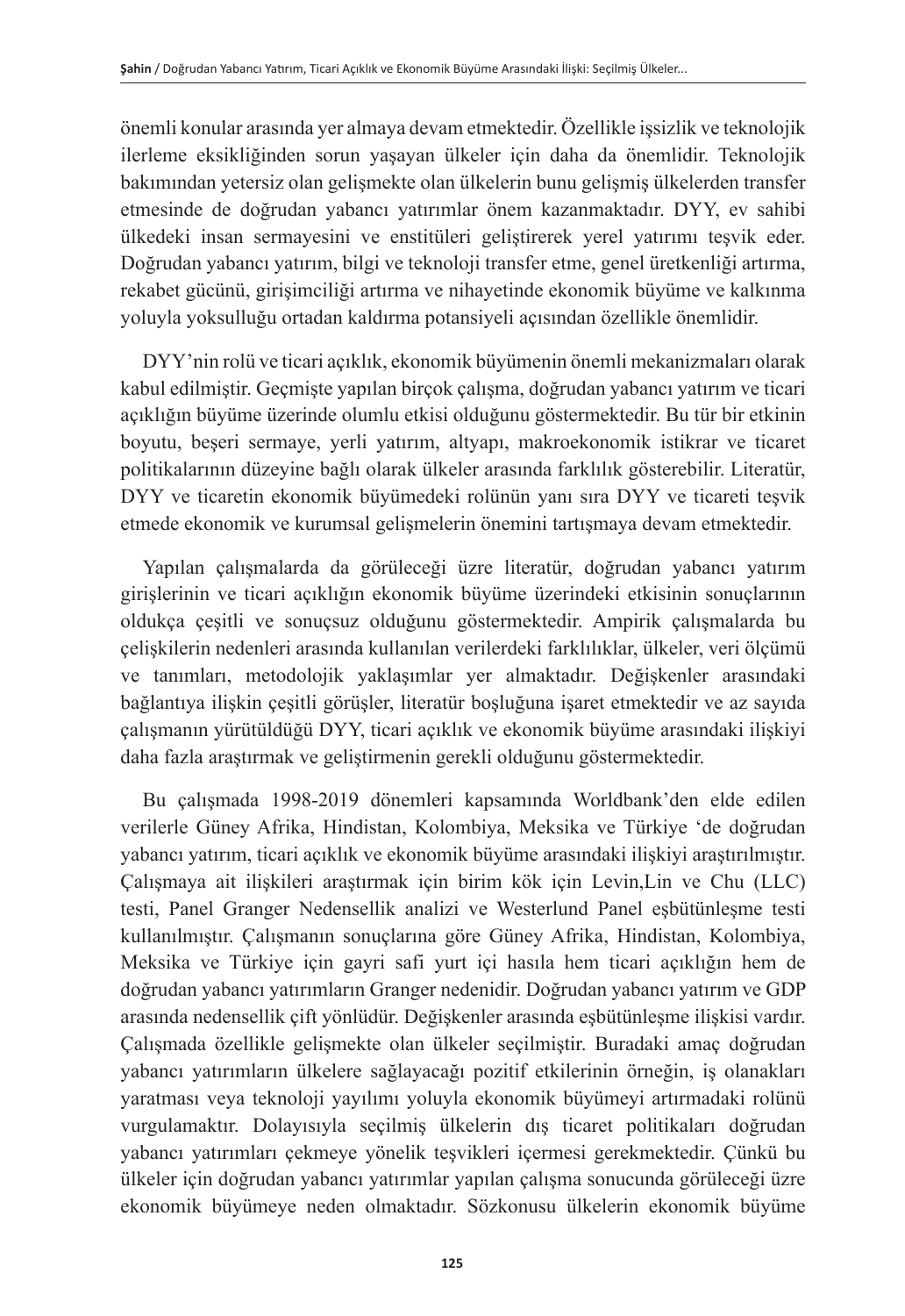önemli konular arasında yer almaya devam etmektedir. Özellikle işsizlik ve teknolojik ilerleme eksikliğinden sorun yaşayan ülkeler için daha da önemlidir. Teknolojik bakımından yetersiz olan gelişmekte olan ülkelerin bunu gelişmiş ülkelerden transfer etmesinde de doğrudan yabancı yatırımlar önem kazanmaktadır. DYY, ev sahibi ülkedeki insan sermayesini ve enstitüleri geliştirerek yerel yatırımı teşvik eder. Doğrudan yabancı yatırım, bilgi ve teknoloji transfer etme, genel üretkenliği artırma, rekabet gücünü, girişimciliği artırma ve nihayetinde ekonomik büyüme ve kalkınma yoluyla yoksulluğu ortadan kaldırma potansiyeli açısından özellikle önemlidir.

DYY'nin rolü ve ticari açıklık, ekonomik büyümenin önemli mekanizmaları olarak kabul edilmiştir. Geçmişte yapılan birçok çalışma, doğrudan yabancı yatırım ve ticari açıklığın büyüme üzerinde olumlu etkisi olduğunu göstermektedir. Bu tür bir etkinin boyutu, beşeri sermaye, yerli yatırım, altyapı, makroekonomik istikrar ve ticaret politikalarının düzeyine bağlı olarak ülkeler arasında farklılık gösterebilir. Literatür, DYY ve ticaretin ekonomik büyümedeki rolünün yanı sıra DYY ve ticareti teşvik etmede ekonomik ve kurumsal gelişmelerin önemini tartışmaya devam etmektedir.

Yapılan çalışmalarda da görüleceği üzre literatür, doğrudan yabancı yatırım girişlerinin ve ticari açıklığın ekonomik büyüme üzerindeki etkisinin sonuçlarının oldukça çeşitli ve sonuçsuz olduğunu göstermektedir. Ampirik çalışmalarda bu çelişkilerin nedenleri arasında kullanılan verilerdeki farklılıklar, ülkeler, veri ölçümü ve tanımları, metodolojik yaklaşımlar yer almaktadır. Değişkenler arasındaki bağlantıya ilişkin çeşitli görüşler, literatür boşluğuna işaret etmektedir ve az sayıda çalışmanın yürütüldüğü DYY, ticari açıklık ve ekonomik büyüme arasındaki ilişkiyi daha fazla araştırmak ve geliştirmenin gerekli olduğunu göstermektedir.

Bu çalışmada 1998-2019 dönemleri kapsamında Worldbank'den elde edilen verilerle Güney Afrika, Hindistan, Kolombiya, Meksika ve Türkiye 'de doğrudan yabancı yatırım, ticari açıklık ve ekonomik büyüme arasındaki ilişkiyi araştırılmıştır. Çalışmaya ait ilişkileri araştırmak için birim kök için Levin,Lin ve Chu (LLC) testi, Panel Granger Nedensellik analizi ve Westerlund Panel eşbütünleşme testi kullanılmıştır. Çalışmanın sonuçlarına göre Güney Afrika, Hindistan, Kolombiya, Meksika ve Türkiye için gayri safi yurt içi hasıla hem ticari açıklığın hem de doğrudan yabancı yatırımların Granger nedenidir. Doğrudan yabancı yatırım ve GDP arasında nedensellik çift yönlüdür. Değişkenler arasında eşbütünleşme ilişkisi vardır. Çalışmada özellikle gelişmekte olan ülkeler seçilmiştir. Buradaki amaç doğrudan yabancı yatırımların ülkelere sağlayacağı pozitif etkilerinin örneğin, iş olanakları yaratması veya teknoloji yayılımı yoluyla ekonomik büyümeyi artırmadaki rolünü vurgulamaktır. Dolayısıyla seçilmiş ülkelerin dış ticaret politikaları doğrudan yabancı yatırımları çekmeye yönelik teşvikleri içermesi gerekmektedir. Çünkü bu ülkeler için doğrudan yabancı yatırımlar yapılan çalışma sonucunda görüleceği üzre ekonomik büyümeye neden olmaktadır. Sözkonusu ülkelerin ekonomik büyüme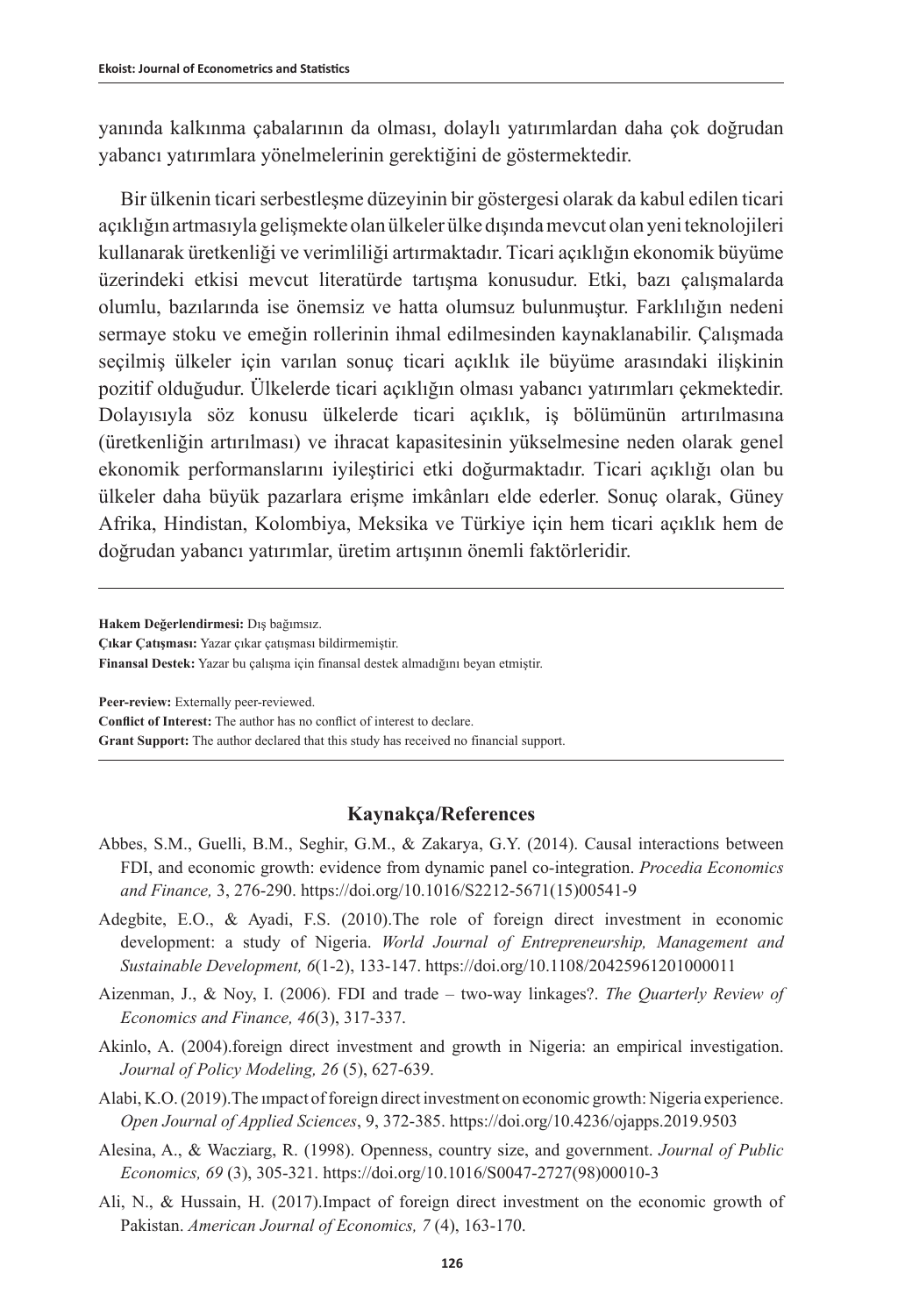yanında kalkınma çabalarının da olması, dolaylı yatırımlardan daha çok doğrudan yabancı yatırımlara yönelmelerinin gerektiğini de göstermektedir.

Bir ülkenin ticari serbestleşme düzeyinin bir göstergesi olarak da kabul edilen ticari açıklığın artmasıyla gelişmekte olan ülkeler ülke dışında mevcut olan yeni teknolojileri kullanarak üretkenliği ve verimliliği artırmaktadır. Ticari açıklığın ekonomik büyüme üzerindeki etkisi mevcut literatürde tartışma konusudur. Etki, bazı çalışmalarda olumlu, bazılarında ise önemsiz ve hatta olumsuz bulunmuştur. Farklılığın nedeni sermaye stoku ve emeğin rollerinin ihmal edilmesinden kaynaklanabilir. Çalışmada seçilmiş ülkeler için varılan sonuç ticari açıklık ile büyüme arasındaki ilişkinin pozitif olduğudur. Ülkelerde ticari açıklığın olması yabancı yatırımları çekmektedir. Dolayısıyla söz konusu ülkelerde ticari açıklık, iş bölümünün artırılmasına (üretkenliğin artırılması) ve ihracat kapasitesinin yükselmesine neden olarak genel ekonomik performanslarını iyileştirici etki doğurmaktadır. Ticari açıklığı olan bu ülkeler daha büyük pazarlara erişme imkânları elde ederler. Sonuç olarak, Güney Afrika, Hindistan, Kolombiya, Meksika ve Türkiye için hem ticari açıklık hem de doğrudan yabancı yatırımlar, üretim artışının önemli faktörleridir.

---

**Hakem Değerlendirmesi:** Dış bağımsız.
**Çıkar Çatışması:** Yazar çıkar çatışması bildirmemiştir.
**Finansal Destek:** Yazar bu çalışma için finansal destek almadığını beyan etmiştir.

**Peer-review:** Externally peer-reviewed.
**Conflict of Interest:** The author has no conflict of interest to declare.
**Grant Support:** The author declared that this study has received no financial support.

---

## Kaynakça/References

Abbes, S.M., Guelli, B.M., Seghir, G.M., & Zakarya, G.Y. (2014). Causal interactions between FDI, and economic growth: evidence from dynamic panel co-integration. *Procedia Economics and Finance,* 3, 276-290. https://doi.org/10.1016/S2212-5671(15)00541-9

Adegbite, E.O., & Ayadi, F.S. (2010).The role of foreign direct investment in economic development: a study of Nigeria. *World Journal of Entrepreneurship, Management and Sustainable Development, 6*(1-2), 133-147. https://doi.org/10.1108/20425961201000011

Aizenman, J., & Noy, I. (2006). FDI and trade – two-way linkages?. *The Quarterly Review of Economics and Finance, 46*(3), 317-337.

Akinlo, A. (2004).foreign direct investment and growth in Nigeria: an empirical investigation. *Journal of Policy Modeling, 26* (5), 627-639.

Alabi, K.O. (2019).The ımpact of foreign direct investment on economic growth: Nigeria experience. *Open Journal of Applied Sciences*, 9, 372-385. https://doi.org/10.4236/ojapps.2019.9503

Alesina, A., & Wacziarg, R. (1998). Openness, country size, and government. *Journal of Public Economics, 69* (3), 305-321. https://doi.org/10.1016/S0047-2727(98)00010-3

Ali, N., & Hussain, H. (2017).Impact of foreign direct investment on the economic growth of Pakistan. *American Journal of Economics, 7* (4), 163-170.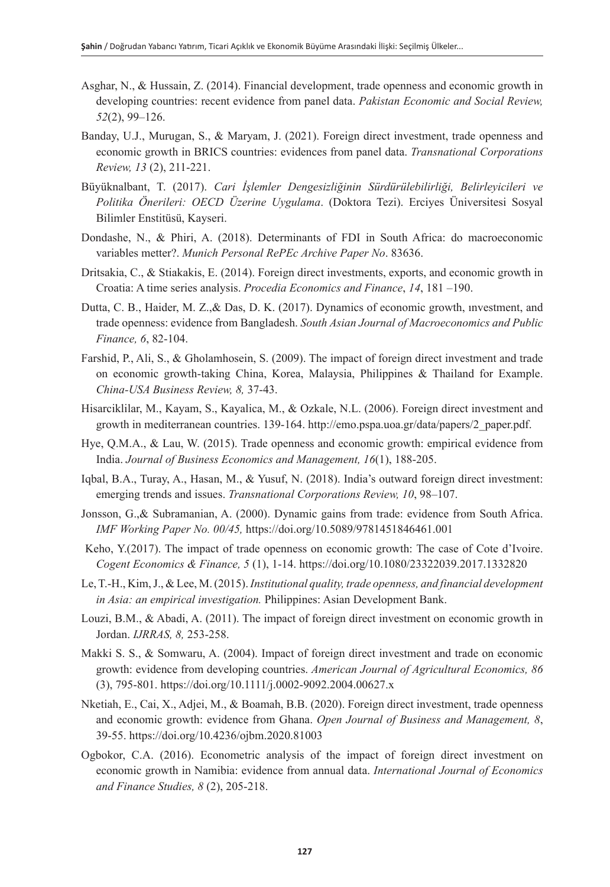Asghar, N., & Hussain, Z. (2014). Financial development, trade openness and economic growth in developing countries: recent evidence from panel data. *Pakistan Economic and Social Review, 52*(2), 99–126.

Banday, U.J., Murugan, S., & Maryam, J. (2021). Foreign direct investment, trade openness and economic growth in BRICS countries: evidences from panel data. *Transnational Corporations Review, 13* (2), 211-221.

Büyüknalbant, T. (2017). *Cari İşlemler Dengesizliğinin Sürdürülebilirliği, Belirleyicileri ve Politika Önerileri: OECD Üzerine Uygulama*. (Doktora Tezi). Erciyes Üniversitesi Sosyal Bilimler Enstitüsü, Kayseri.

Dondashe, N., & Phiri, A. (2018). Determinants of FDI in South Africa: do macroeconomic variables metter?. *Munich Personal RePEc Archive Paper No*. 83636.

Dritsakia, C., & Stiakakis, E. (2014). Foreign direct investments, exports, and economic growth in Croatia: A time series analysis. *Procedia Economics and Finance*, *14*, 181 –190.

Dutta, C. B., Haider, M. Z.,& Das, D. K. (2017). Dynamics of economic growth, ınvestment, and trade openness: evidence from Bangladesh. *South Asian Journal of Macroeconomics and Public Finance, 6*, 82-104.

Farshid, P., Ali, S., & Gholamhosein, S. (2009). The impact of foreign direct investment and trade on economic growth-taking China, Korea, Malaysia, Philippines & Thailand for Example. *China-USA Business Review, 8,* 37-43.

Hisarciklilar, M., Kayam, S., Kayalica, M., & Ozkale, N.L. (2006). Foreign direct investment and growth in mediterranean countries. 139-164. http://emo.pspa.uoa.gr/data/papers/2_paper.pdf.

Hye, Q.M.A., & Lau, W. (2015). Trade openness and economic growth: empirical evidence from India. *Journal of Business Economics and Management, 16*(1), 188-205.

Iqbal, B.A., Turay, A., Hasan, M., & Yusuf, N. (2018). India's outward foreign direct investment: emerging trends and issues. *Transnational Corporations Review, 10*, 98–107.

Jonsson, G.,& Subramanian, A. (2000). Dynamic gains from trade: evidence from South Africa. *IMF Working Paper No. 00/45,* https://doi.org/10.5089/9781451846461.001

Keho, Y.(2017). The impact of trade openness on economic growth: The case of Cote d'Ivoire. *Cogent Economics & Finance, 5* (1), 1-14. https://doi.org/10.1080/23322039.2017.1332820

Le, T.-H., Kim, J., & Lee, M. (2015). *Institutional quality, trade openness, and financial development in Asia: an empirical investigation.* Philippines: Asian Development Bank.

Louzi, B.M., & Abadi, A. (2011). The impact of foreign direct investment on economic growth in Jordan. *IJRRAS, 8,* 253-258.

Makki S. S., & Somwaru, A. (2004). Impact of foreign direct investment and trade on economic growth: evidence from developing countries. *American Journal of Agricultural Economics, 86* (3), 795-801. https://doi.org/10.1111/j.0002-9092.2004.00627.x

Nketiah, E., Cai, X., Adjei, M., & Boamah, B.B. (2020). Foreign direct investment, trade openness and economic growth: evidence from Ghana. *Open Journal of Business and Management, 8*, 39-55. https://doi.org/10.4236/ojbm.2020.81003

Ogbokor, C.A. (2016). Econometric analysis of the impact of foreign direct investment on economic growth in Namibia: evidence from annual data. *International Journal of Economics and Finance Studies, 8* (2), 205-218.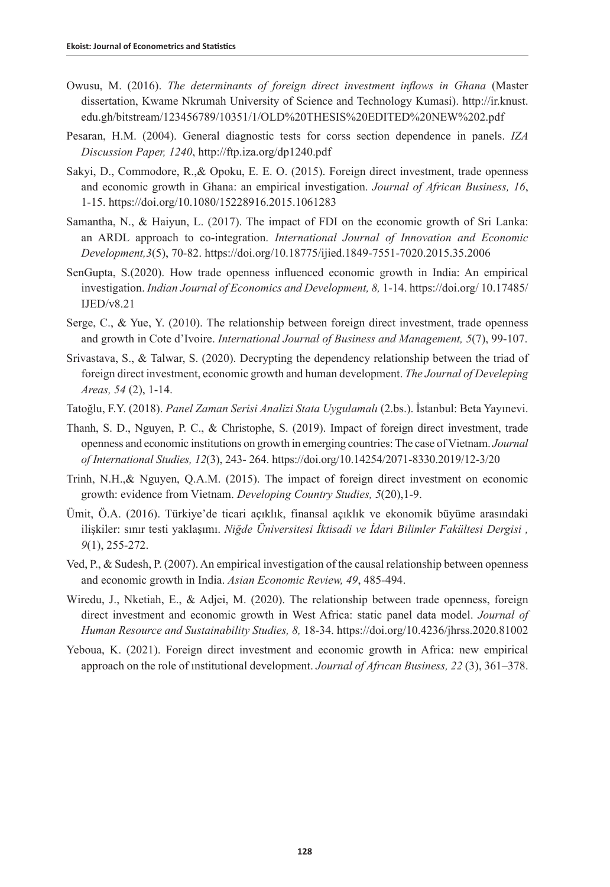Owusu, M. (2016). *The determinants of foreign direct investment inflows in Ghana* (Master dissertation, Kwame Nkrumah University of Science and Technology Kumasi). http://ir.knust.edu.gh/bitstream/123456789/10351/1/OLD%20THESIS%20EDITED%20NEW%202.pdf

Pesaran, H.M. (2004). General diagnostic tests for corss section dependence in panels. *IZA Discussion Paper, 1240*, http://ftp.iza.org/dp1240.pdf

Sakyi, D., Commodore, R.,& Opoku, E. E. O. (2015). Foreign direct investment, trade openness and economic growth in Ghana: an empirical investigation. *Journal of African Business, 16*, 1-15. https://doi.org/10.1080/15228916.2015.1061283

Samantha, N., & Haiyun, L. (2017). The impact of FDI on the economic growth of Sri Lanka: an ARDL approach to co-integration. *International Journal of Innovation and Economic Development,3*(5), 70-82. https://doi.org/10.18775/ijied.1849-7551-7020.2015.35.2006

SenGupta, S.(2020). How trade openness influenced economic growth in India: An empirical investigation. *Indian Journal of Economics and Development, 8,* 1-14. https://doi.org/ 10.17485/IJED/v8.21

Serge, C., & Yue, Y. (2010). The relationship between foreign direct investment, trade openness and growth in Cote d'Ivoire. *International Journal of Business and Management, 5*(7), 99-107.

Srivastava, S., & Talwar, S. (2020). Decrypting the dependency relationship between the triad of foreign direct investment, economic growth and human development. *The Journal of Develeping Areas, 54* (2), 1-14.

Tatoğlu, F.Y. (2018). *Panel Zaman Serisi Analizi Stata Uygulamalı* (2.bs.). İstanbul: Beta Yayınevi.

Thanh, S. D., Nguyen, P. C., & Christophe, S. (2019). Impact of foreign direct investment, trade openness and economic institutions on growth in emerging countries: The case of Vietnam. *Journal of International Studies, 12*(3), 243- 264. https://doi.org/10.14254/2071-8330.2019/12-3/20

Trinh, N.H.,& Nguyen, Q.A.M. (2015). The impact of foreign direct investment on economic growth: evidence from Vietnam. *Developing Country Studies, 5*(20),1-9.

Ümit, Ö.A. (2016). Türkiye'de ticari açıklık, finansal açıklık ve ekonomik büyüme arasındaki ilişkiler: sınır testi yaklaşımı. *Niğde Üniversitesi İktisadi ve İdari Bilimler Fakültesi Dergisi , 9*(1), 255-272.

Ved, P., & Sudesh, P. (2007). An empirical investigation of the causal relationship between openness and economic growth in India. *Asian Economic Review, 49*, 485-494.

Wiredu, J., Nketiah, E., & Adjei, M. (2020). The relationship between trade openness, foreign direct investment and economic growth in West Africa: static panel data model. *Journal of Human Resource and Sustainability Studies, 8,* 18-34. https://doi.org/10.4236/jhrss.2020.81002

Yeboua, K. (2021). Foreign direct investment and economic growth in Africa: new empirical approach on the role of ınstitutional development. *Journal of Afrıcan Business, 22* (3), 361–378.